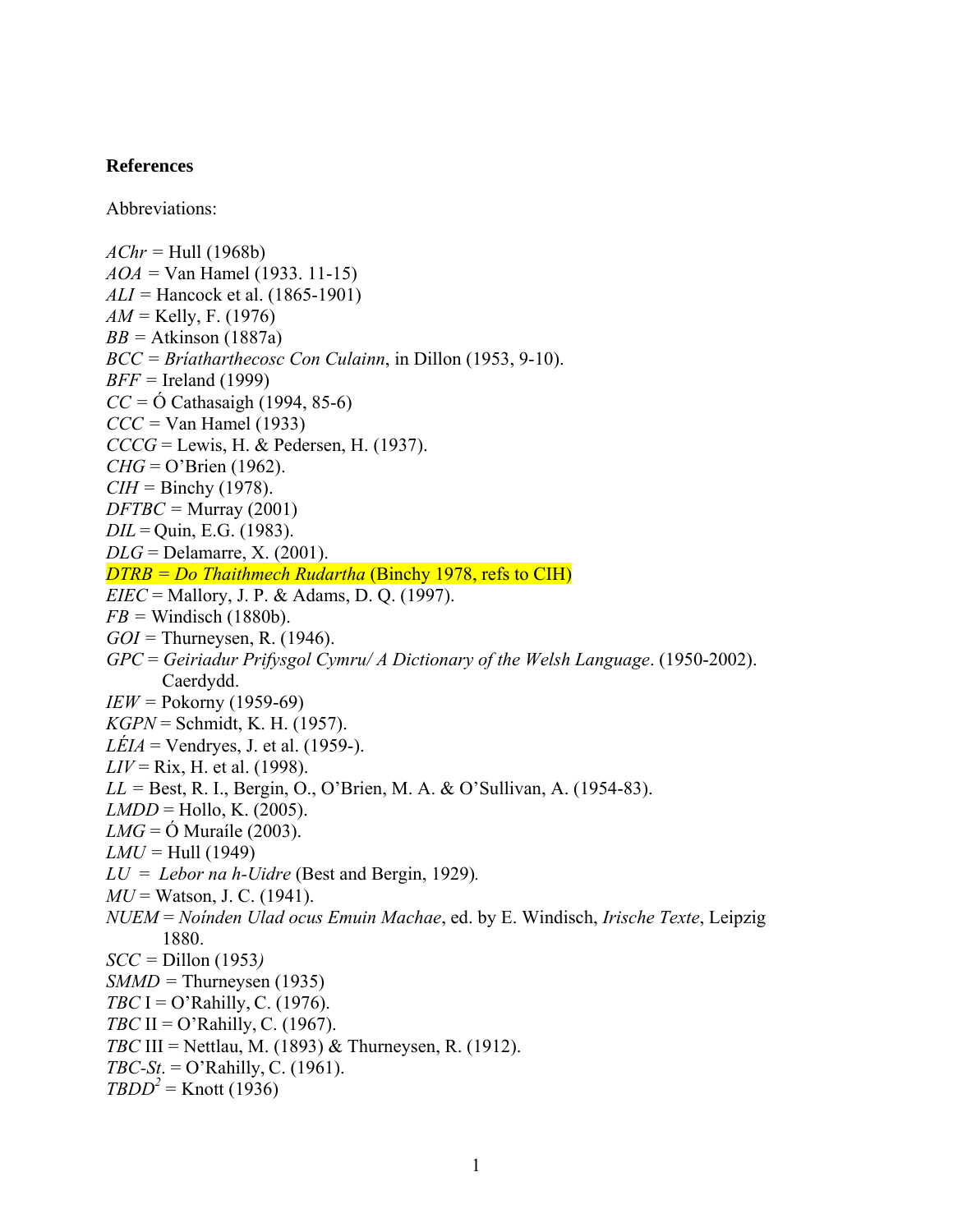**References**

Abbreviations:

*AChr* = Hull (1968b)
*AOA* = Van Hamel (1933. 11-15)
*ALI* = Hancock et al. (1865-1901)
*AM* = Kelly, F. (1976)
*BB* = Atkinson (1887a)
*BCC* = *Bríatharthecosc Con Culainn*, in Dillon (1953, 9-10).
*BFF* = Ireland (1999)
*CC* = Ó Cathasaigh (1994, 85-6)
*CCC* = Van Hamel (1933)
*CCCG* = Lewis, H. & Pedersen, H. (1937).
*CHG* = O'Brien (1962).
*CIH* = Binchy (1978).
*DFTBC* = Murray (2001)
*DIL* = Quin, E.G. (1983).
*DLG* = Delamarre, X. (2001).
*DTRB* = *Do Thaithmech Rudartha* (Binchy 1978, refs to CIH)
*EIEC* = Mallory, J. P. & Adams, D. Q. (1997).
*FB* = Windisch (1880b).
*GOI* = Thurneysen, R. (1946).
*GPC* = *Geiriadur Prifysgol Cymru/ A Dictionary of the Welsh Language*. (1950-2002). Caerdydd.
*IEW* = Pokorny (1959-69)
*KGPN* = Schmidt, K. H. (1957).
*LÉIA* = Vendryes, J. et al. (1959-).
*LIV* = Rix, H. et al. (1998).
*LL* = Best, R. I., Bergin, O., O'Brien, M. A. & O'Sullivan, A. (1954-83).
*LMDD* = Hollo, K. (2005).
*LMG* = Ó Muraíle (2003).
*LMU* = Hull (1949)
*LU* = *Lebor na h-Uidre* (Best and Bergin, 1929).
*MU* = Watson, J. C. (1941).
*NUEM* = *Noínden Ulad ocus Emuin Machae*, ed. by E. Windisch, *Irische Texte*, Leipzig 1880.
*SCC* = Dillon (1953)
*SMMD* = Thurneysen (1935)
*TBC* I = O'Rahilly, C. (1976).
*TBC* II = O'Rahilly, C. (1967).
*TBC* III = Nettlau, M. (1893) & Thurneysen, R. (1912).
*TBC-St*. = O'Rahilly, C. (1961).
*TBDD*[2] = Knott (1936)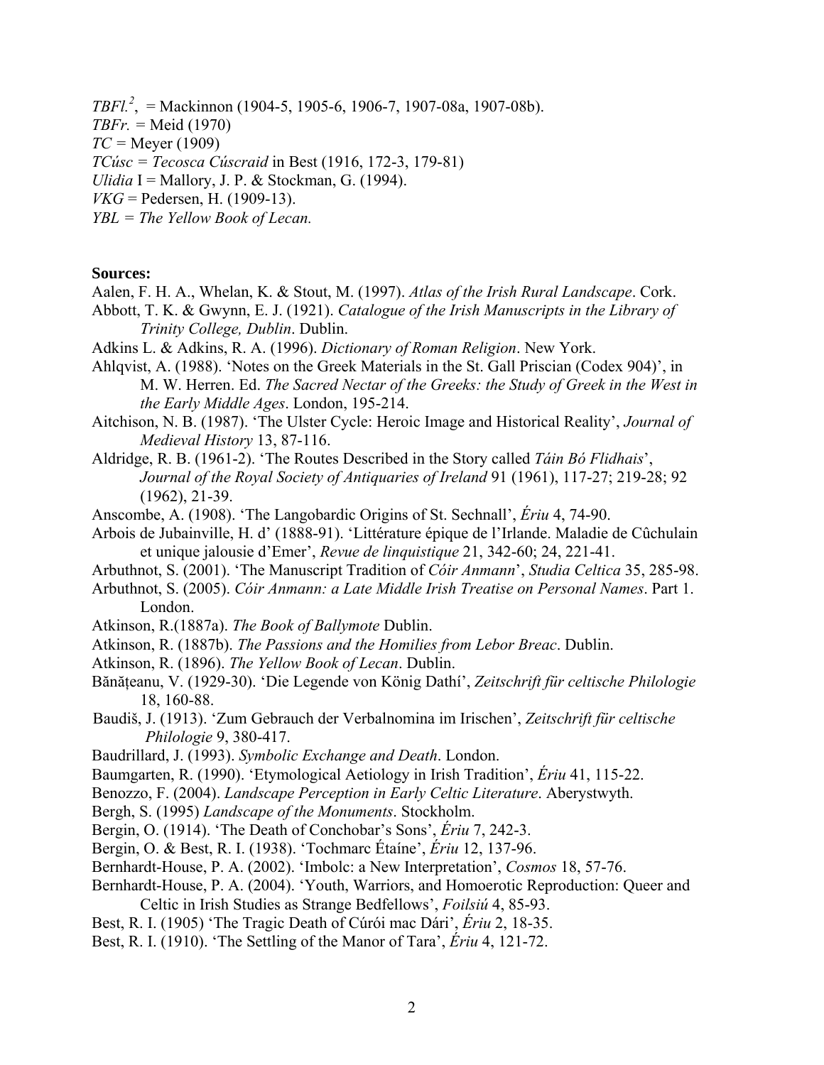*TBFl.*[2], = Mackinnon (1904-5, 1905-6, 1906-7, 1907-08a, 1907-08b).
*TBFr.* = Meid (1970)
*TC* = Meyer (1909)
*TCúsc = Tecosca Cúscraid* in Best (1916, 172-3, 179-81)
*Ulidia* I = Mallory, J. P. & Stockman, G. (1994).
*VKG* = Pedersen, H. (1909-13).
*YBL = The Yellow Book of Lecan.*

**Sources:**

Aalen, F. H. A., Whelan, K. & Stout, M. (1997). *Atlas of the Irish Rural Landscape*. Cork.

Abbott, T. K. & Gwynn, E. J. (1921). *Catalogue of the Irish Manuscripts in the Library of Trinity College, Dublin*. Dublin.

Adkins L. & Adkins, R. A. (1996). *Dictionary of Roman Religion*. New York.

Ahlqvist, A. (1988). 'Notes on the Greek Materials in the St. Gall Priscian (Codex 904)', in M. W. Herren. Ed. *The Sacred Nectar of the Greeks: the Study of Greek in the West in the Early Middle Ages*. London, 195-214.

Aitchison, N. B. (1987). 'The Ulster Cycle: Heroic Image and Historical Reality', *Journal of Medieval History* 13, 87-116.

Aldridge, R. B. (1961-2). 'The Routes Described in the Story called *Táin Bó Flidhais*', *Journal of the Royal Society of Antiquaries of Ireland* 91 (1961), 117-27; 219-28; 92 (1962), 21-39.

Anscombe, A. (1908). 'The Langobardic Origins of St. Sechnall', *Ériu* 4, 74-90.

Arbois de Jubainville, H. d' (1888-91). 'Littérature épique de l'Irlande. Maladie de Cûchulain et unique jalousie d'Emer', *Revue de linquistique* 21, 342-60; 24, 221-41.

Arbuthnot, S. (2001). 'The Manuscript Tradition of *Cóir Anmann*', *Studia Celtica* 35, 285-98.

Arbuthnot, S. (2005). *Cóir Anmann: a Late Middle Irish Treatise on Personal Names*. Part 1. London.

Atkinson, R.(1887a). *The Book of Ballymote* Dublin.

Atkinson, R. (1887b). *The Passions and the Homilies from Lebor Breac*. Dublin.

Atkinson, R. (1896). *The Yellow Book of Lecan*. Dublin.

Bănățeanu, V. (1929-30). 'Die Legende von König Dathí', *Zeitschrift für celtische Philologie* 18, 160-88.

Baudiš, J. (1913). 'Zum Gebrauch der Verbalnomina im Irischen', *Zeitschrift für celtische Philologie* 9, 380-417.

Baudrillard, J. (1993). *Symbolic Exchange and Death*. London.

Baumgarten, R. (1990). 'Etymological Aetiology in Irish Tradition', *Ériu* 41, 115-22.

Benozzo, F. (2004). *Landscape Perception in Early Celtic Literature*. Aberystwyth.

Bergh, S. (1995) *Landscape of the Monuments*. Stockholm.

Bergin, O. (1914). 'The Death of Conchobar's Sons', *Ériu* 7, 242-3.

Bergin, O. & Best, R. I. (1938). 'Tochmarc Étaíne', *Ériu* 12, 137-96.

Bernhardt-House, P. A. (2002). 'Imbolc: a New Interpretation', *Cosmos* 18, 57-76.

Bernhardt-House, P. A. (2004). 'Youth, Warriors, and Homoerotic Reproduction: Queer and Celtic in Irish Studies as Strange Bedfellows', *Foilsiú* 4, 85-93.

Best, R. I. (1905) 'The Tragic Death of Cúrói mac Dári', *Ériu* 2, 18-35.

Best, R. I. (1910). 'The Settling of the Manor of Tara', *Ériu* 4, 121-72.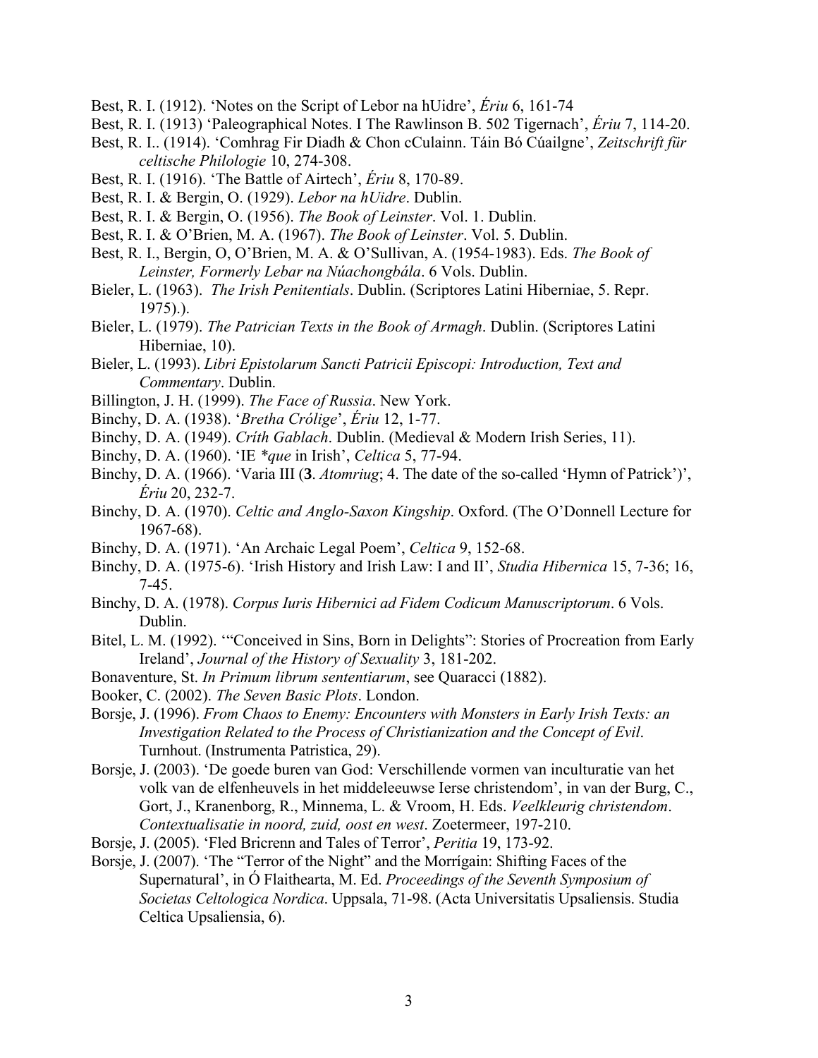Best, R. I. (1912). 'Notes on the Script of Lebor na hUidre', *Ériu* 6, 161-74

Best, R. I. (1913) 'Paleographical Notes. I The Rawlinson B. 502 Tigernach', *Ériu* 7, 114-20.

Best, R. I.. (1914). 'Comhrag Fir Diadh & Chon cCulainn. Táin Bó Cúailgne', *Zeitschrift für celtische Philologie* 10, 274-308.

Best, R. I. (1916). 'The Battle of Airtech', *Ériu* 8, 170-89.

Best, R. I. & Bergin, O. (1929). *Lebor na hUidre*. Dublin.

Best, R. I. & Bergin, O. (1956). *The Book of Leinster*. Vol. 1. Dublin.

Best, R. I. & O'Brien, M. A. (1967). *The Book of Leinster*. Vol. 5. Dublin.

Best, R. I., Bergin, O, O'Brien, M. A. & O'Sullivan, A. (1954-1983). Eds. *The Book of Leinster, Formerly Lebar na Núachongbála*. 6 Vols. Dublin.

Bieler, L. (1963). *The Irish Penitentials*. Dublin. (Scriptores Latini Hiberniae, 5. Repr. 1975).).

Bieler, L. (1979). *The Patrician Texts in the Book of Armagh*. Dublin. (Scriptores Latini Hiberniae, 10).

Bieler, L. (1993). *Libri Epistolarum Sancti Patricii Episcopi: Introduction, Text and Commentary*. Dublin.

Billington, J. H. (1999). *The Face of Russia*. New York.

Binchy, D. A. (1938). '*Bretha Crólige*', *Ériu* 12, 1-77.

Binchy, D. A. (1949). *Críth Gablach*. Dublin. (Medieval & Modern Irish Series, 11).

Binchy, D. A. (1960). 'IE *\*que* in Irish', *Celtica* 5, 77-94.

Binchy, D. A. (1966). 'Varia III (**3**. *Atomriug*; 4. The date of the so-called 'Hymn of Patrick')', *Ériu* 20, 232-7.

Binchy, D. A. (1970). *Celtic and Anglo-Saxon Kingship*. Oxford. (The O'Donnell Lecture for 1967-68).

Binchy, D. A. (1971). 'An Archaic Legal Poem', *Celtica* 9, 152-68.

Binchy, D. A. (1975-6). 'Irish History and Irish Law: I and II', *Studia Hibernica* 15, 7-36; 16, 7-45.

Binchy, D. A. (1978). *Corpus Iuris Hibernici ad Fidem Codicum Manuscriptorum*. 6 Vols. Dublin.

Bitel, L. M. (1992). '"Conceived in Sins, Born in Delights": Stories of Procreation from Early Ireland', *Journal of the History of Sexuality* 3, 181-202.

Bonaventure, St. *In Primum librum sententiarum*, see Quaracci (1882).

Booker, C. (2002). *The Seven Basic Plots*. London.

Borsje, J. (1996). *From Chaos to Enemy: Encounters with Monsters in Early Irish Texts: an Investigation Related to the Process of Christianization and the Concept of Evil*. Turnhout. (Instrumenta Patristica, 29).

Borsje, J. (2003). 'De goede buren van God: Verschillende vormen van inculturatie van het volk van de elfenheuvels in het middeleeuwse Ierse christendom', in van der Burg, C., Gort, J., Kranenborg, R., Minnema, L. & Vroom, H. Eds. *Veelkleurig christendom. Contextualisatie in noord, zuid, oost en west*. Zoetermeer, 197-210.

Borsje, J. (2005). 'Fled Bricrenn and Tales of Terror', *Peritia* 19, 173-92.

Borsje, J. (2007). 'The "Terror of the Night" and the Morrígain: Shifting Faces of the Supernatural', in Ó Flaithearta, M. Ed. *Proceedings of the Seventh Symposium of Societas Celtologica Nordica*. Uppsala, 71-98. (Acta Universitatis Upsaliensis. Studia Celtica Upsaliensia, 6).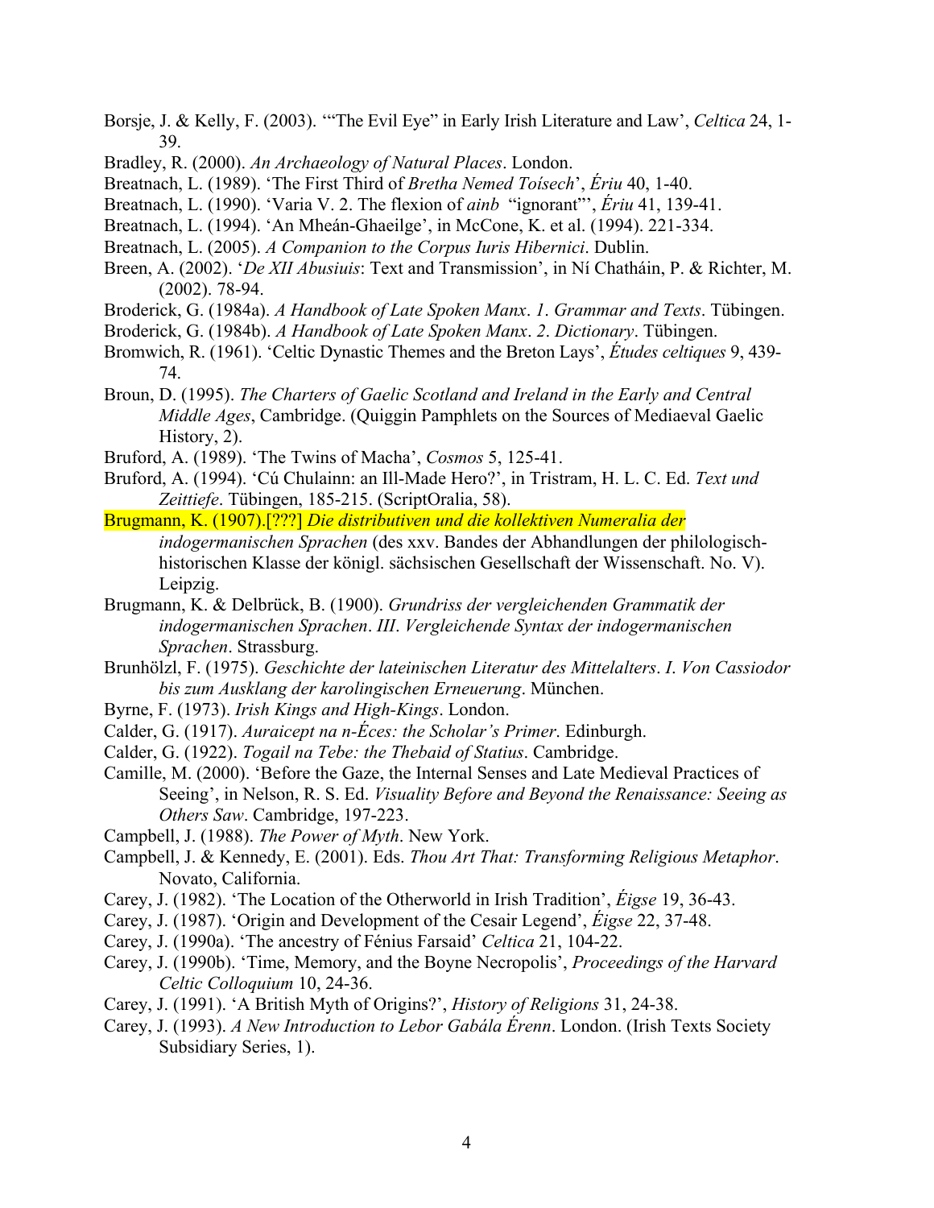Borsje, J. & Kelly, F. (2003). '"The Evil Eye" in Early Irish Literature and Law', *Celtica* 24, 1-39.

Bradley, R. (2000). *An Archaeology of Natural Places*. London.

Breatnach, L. (1989). 'The First Third of *Bretha Nemed Toísech*', *Ériu* 40, 1-40.

Breatnach, L. (1990). 'Varia V. 2. The flexion of *ainb* "ignorant"', *Ériu* 41, 139-41.

Breatnach, L. (1994). 'An Mheán-Ghaeilge', in McCone, K. et al. (1994). 221-334.

Breatnach, L. (2005). *A Companion to the Corpus Iuris Hibernici*. Dublin.

Breen, A. (2002). '*De XII Abusiuis*: Text and Transmission', in Ní Chatháin, P. & Richter, M. (2002). 78-94.

Broderick, G. (1984a). *A Handbook of Late Spoken Manx*. *1*. *Grammar and Texts*. Tübingen.

Broderick, G. (1984b). *A Handbook of Late Spoken Manx*. *2*. *Dictionary*. Tübingen.

Bromwich, R. (1961). 'Celtic Dynastic Themes and the Breton Lays', *Études celtiques* 9, 439-74.

Broun, D. (1995). *The Charters of Gaelic Scotland and Ireland in the Early and Central Middle Ages*, Cambridge. (Quiggin Pamphlets on the Sources of Mediaeval Gaelic History, 2).

Bruford, A. (1989). 'The Twins of Macha', *Cosmos* 5, 125-41.

Bruford, A. (1994). 'Cú Chulainn: an Ill-Made Hero?', in Tristram, H. L. C. Ed. *Text und Zeittiefe*. Tübingen, 185-215. (ScriptOralia, 58).

Brugmann, K. (1907).[???] *Die distributiven und die kollektiven Numeralia der indogermanischen Sprachen* (des xxv. Bandes der Abhandlungen der philologisch-historischen Klasse der königl. sächsischen Gesellschaft der Wissenschaft. No. V). Leipzig.

Brugmann, K. & Delbrück, B. (1900). *Grundriss der vergleichenden Grammatik der indogermanischen Sprachen*. *III*. *Vergleichende Syntax der indogermanischen Sprachen*. Strassburg.

Brunhölzl, F. (1975). *Geschichte der lateinischen Literatur des Mittelalters*. *I*. *Von Cassiodor bis zum Ausklang der karolingischen Erneuerung*. München.

Byrne, F. (1973). *Irish Kings and High-Kings*. London.

Calder, G. (1917). *Auraicept na n-Éces: the Scholar's Primer*. Edinburgh.

Calder, G. (1922). *Togail na Tebe: the Thebaid of Statius*. Cambridge.

Camille, M. (2000). 'Before the Gaze, the Internal Senses and Late Medieval Practices of Seeing', in Nelson, R. S. Ed. *Visuality Before and Beyond the Renaissance: Seeing as Others Saw*. Cambridge, 197-223.

Campbell, J. (1988). *The Power of Myth*. New York.

Campbell, J. & Kennedy, E. (2001). Eds. *Thou Art That: Transforming Religious Metaphor*. Novato, California.

Carey, J. (1982). 'The Location of the Otherworld in Irish Tradition', *Éigse* 19, 36-43.

Carey, J. (1987). 'Origin and Development of the Cesair Legend', *Éigse* 22, 37-48.

Carey, J. (1990a). 'The ancestry of Fénius Farsaid' *Celtica* 21, 104-22.

Carey, J. (1990b). 'Time, Memory, and the Boyne Necropolis', *Proceedings of the Harvard Celtic Colloquium* 10, 24-36.

Carey, J. (1991). 'A British Myth of Origins?', *History of Religions* 31, 24-38.

Carey, J. (1993). *A New Introduction to Lebor Gabála Érenn*. London. (Irish Texts Society Subsidiary Series, 1).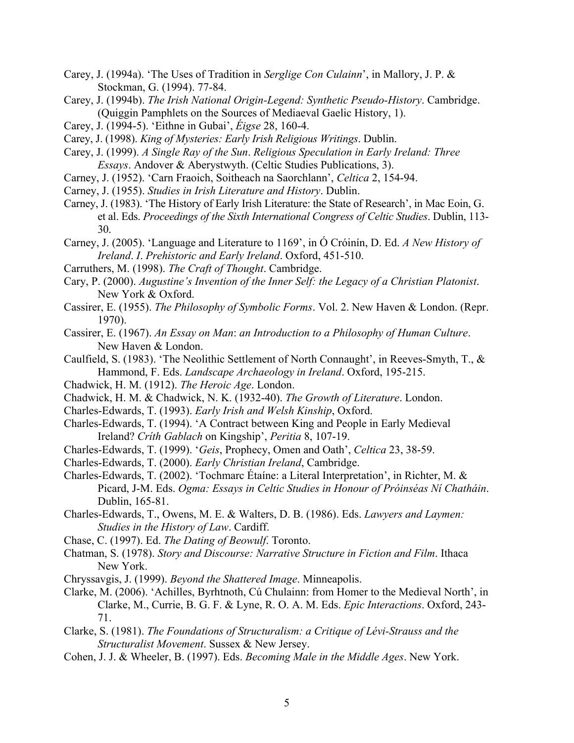Carey, J. (1994a). 'The Uses of Tradition in *Serglige Con Culainn*', in Mallory, J. P. & Stockman, G. (1994). 77-84.

Carey, J. (1994b). *The Irish National Origin-Legend: Synthetic Pseudo-History*. Cambridge. (Quiggin Pamphlets on the Sources of Mediaeval Gaelic History, 1).

Carey, J. (1994-5). 'Eithne in Gubai', *Éigse* 28, 160-4.

Carey, J. (1998). *King of Mysteries: Early Irish Religious Writings*. Dublin.

Carey, J. (1999). *A Single Ray of the Sun*. *Religious Speculation in Early Ireland: Three Essays*. Andover & Aberystwyth. (Celtic Studies Publications, 3).

Carney, J. (1952). 'Carn Fraoich, Soitheach na Saorchlann', *Celtica* 2, 154-94.

Carney, J. (1955). *Studies in Irish Literature and History*. Dublin.

Carney, J. (1983). 'The History of Early Irish Literature: the State of Research', in Mac Eoin, G. et al. Eds. *Proceedings of the Sixth International Congress of Celtic Studies*. Dublin, 113-30.

Carney, J. (2005). 'Language and Literature to 1169', in Ó Cróinín, D. Ed. *A New History of Ireland*. *I*. *Prehistoric and Early Ireland*. Oxford, 451-510.

Carruthers, M. (1998). *The Craft of Thought*. Cambridge.

Cary, P. (2000). *Augustine's Invention of the Inner Self: the Legacy of a Christian Platonist*. New York & Oxford.

Cassirer, E. (1955). *The Philosophy of Symbolic Forms*. Vol. 2. New Haven & London. (Repr. 1970).

Cassirer, E. (1967). *An Essay on Man*: *an Introduction to a Philosophy of Human Culture*. New Haven & London.

Caulfield, S. (1983). 'The Neolithic Settlement of North Connaught', in Reeves-Smyth, T., & Hammond, F. Eds. *Landscape Archaeology in Ireland*. Oxford, 195-215.

Chadwick, H. M. (1912). *The Heroic Age*. London.

Chadwick, H. M. & Chadwick, N. K. (1932-40). *The Growth of Literature*. London.

Charles-Edwards, T. (1993). *Early Irish and Welsh Kinship*, Oxford.

Charles-Edwards, T. (1994). 'A Contract between King and People in Early Medieval Ireland? *Críth Gablach* on Kingship', *Peritia* 8, 107-19.

Charles-Edwards, T. (1999). '*Geis*, Prophecy, Omen and Oath', *Celtica* 23, 38-59.

Charles-Edwards, T. (2000). *Early Christian Ireland*, Cambridge.

Charles-Edwards, T. (2002). 'Tochmarc Étaíne: a Literal Interpretation', in Richter, M. & Picard, J-M. Eds. *Ogma: Essays in Celtic Studies in Honour of Próinséas Ní Chatháin*. Dublin, 165-81.

Charles-Edwards, T., Owens, M. E. & Walters, D. B. (1986). Eds. *Lawyers and Laymen: Studies in the History of Law*. Cardiff.

Chase, C. (1997). Ed. *The Dating of Beowulf*. Toronto.

Chatman, S. (1978). *Story and Discourse: Narrative Structure in Fiction and Film*. Ithaca New York.

Chryssavgis, J. (1999). *Beyond the Shattered Image*. Minneapolis.

Clarke, M. (2006). 'Achilles, Byrhtnoth, Cú Chulainn: from Homer to the Medieval North', in Clarke, M., Currie, B. G. F. & Lyne, R. O. A. M. Eds. *Epic Interactions*. Oxford, 243-71.

Clarke, S. (1981). *The Foundations of Structuralism: a Critique of Lévi-Strauss and the Structuralist Movement*. Sussex & New Jersey.

Cohen, J. J. & Wheeler, B. (1997). Eds. *Becoming Male in the Middle Ages*. New York.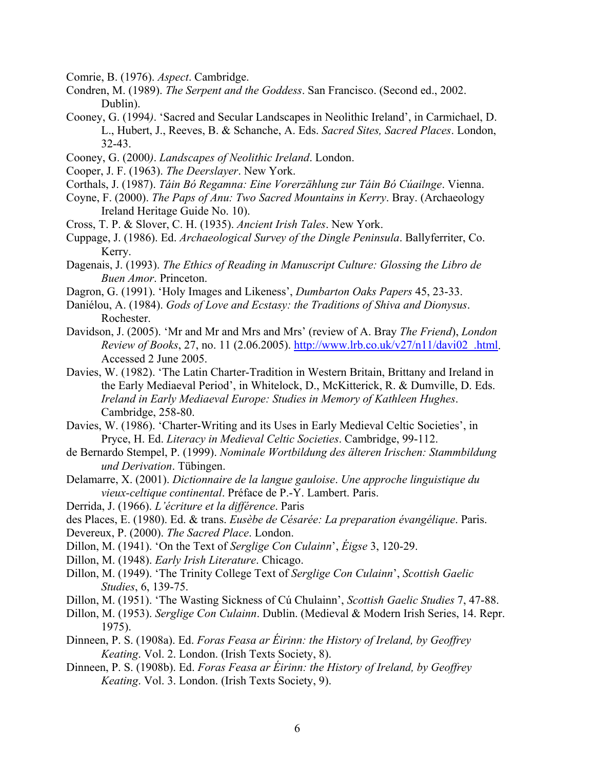Comrie, B. (1976). *Aspect*. Cambridge.

Condren, M. (1989). *The Serpent and the Goddess*. San Francisco. (Second ed., 2002. Dublin).

Cooney, G. (1994*)*. 'Sacred and Secular Landscapes in Neolithic Ireland', in Carmichael, D. L., Hubert, J., Reeves, B. & Schanche, A. Eds. *Sacred Sites, Sacred Places*. London, 32-43.

Cooney, G. (2000*)*. *Landscapes of Neolithic Ireland*. London.

Cooper, J. F. (1963). *The Deerslayer*. New York.

Corthals, J. (1987). *Táin Bó Regamna: Eine Vorerzählung zur Táin Bó Cúailnge*. Vienna.

Coyne, F. (2000). *The Paps of Anu: Two Sacred Mountains in Kerry*. Bray. (Archaeology Ireland Heritage Guide No. 10).

Cross, T. P. & Slover, C. H. (1935). *Ancient Irish Tales*. New York.

Cuppage, J. (1986). Ed. *Archaeological Survey of the Dingle Peninsula*. Ballyferriter, Co. Kerry.

Dagenais, J. (1993). *The Ethics of Reading in Manuscript Culture: Glossing the Libro de Buen Amor*. Princeton.

Dagron, G. (1991). 'Holy Images and Likeness', *Dumbarton Oaks Papers* 45, 23-33.

Daniélou, A. (1984). *Gods of Love and Ecstasy: the Traditions of Shiva and Dionysus*. Rochester.

Davidson, J. (2005). 'Mr and Mr and Mrs and Mrs' (review of A. Bray *The Friend*), *London Review of Books*, 27, no. 11 (2.06.2005). http://www.lrb.co.uk/v27/n11/davi02_.html. Accessed 2 June 2005.

Davies, W. (1982). 'The Latin Charter-Tradition in Western Britain, Brittany and Ireland in the Early Mediaeval Period', in Whitelock, D., McKitterick, R. & Dumville, D. Eds. *Ireland in Early Mediaeval Europe: Studies in Memory of Kathleen Hughes*. Cambridge, 258-80.

Davies, W. (1986). 'Charter-Writing and its Uses in Early Medieval Celtic Societies', in Pryce, H. Ed. *Literacy in Medieval Celtic Societies*. Cambridge, 99-112.

de Bernardo Stempel, P. (1999). *Nominale Wortbildung des älteren Irischen: Stammbildung und Derivation*. Tübingen.

Delamarre, X. (2001). *Dictionnaire de la langue gauloise*. *Une approche linguistique du vieux-celtique continental*. Préface de P.-Y. Lambert. Paris.

Derrida, J. (1966). *L'écriture et la différence*. Paris

des Places, E. (1980). Ed. & trans. *Eusèbe de Césarée: La preparation évangélique*. Paris.

Devereux, P. (2000). *The Sacred Place*. London.

Dillon, M. (1941). 'On the Text of *Serglige Con Culainn*', *Éigse* 3, 120-29.

Dillon, M. (1948). *Early Irish Literature*. Chicago.

Dillon, M. (1949). 'The Trinity College Text of *Serglige Con Culainn*', *Scottish Gaelic Studies*, 6, 139-75.

Dillon, M. (1951). 'The Wasting Sickness of Cú Chulainn', *Scottish Gaelic Studies* 7, 47-88.

Dillon, M. (1953). *Serglige Con Culainn*. Dublin. (Medieval & Modern Irish Series, 14. Repr. 1975).

Dinneen, P. S. (1908a). Ed. *Foras Feasa ar Éirinn: the History of Ireland, by Geoffrey Keating*. Vol. 2. London. (Irish Texts Society, 8).

Dinneen, P. S. (1908b). Ed. *Foras Feasa ar Éirinn: the History of Ireland, by Geoffrey Keating*. Vol. 3. London. (Irish Texts Society, 9).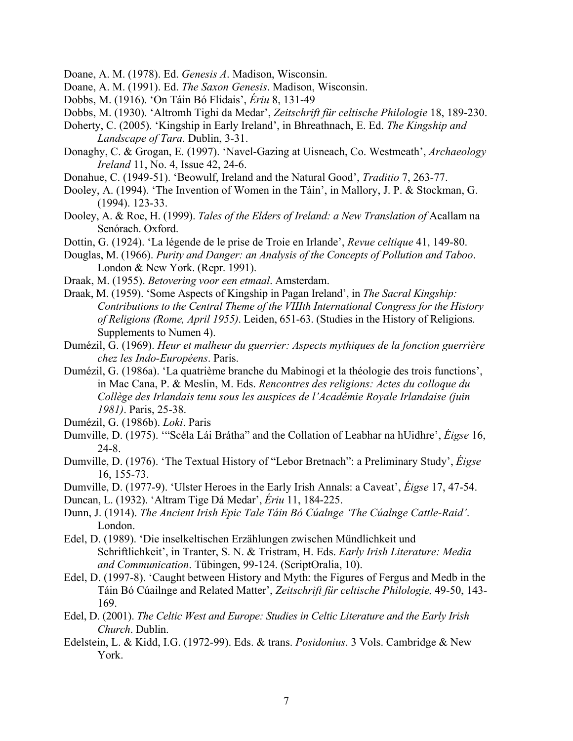Doane, A. M. (1978). Ed. *Genesis A*. Madison, Wisconsin.

Doane, A. M. (1991). Ed. *The Saxon Genesis*. Madison, Wisconsin.

Dobbs, M. (1916). 'On Táin Bó Flidais', *Ériu* 8, 131-49

Dobbs, M. (1930). 'Altromh Tighi da Medar', *Zeitschrift für celtische Philologie* 18, 189-230.

Doherty, C. (2005). 'Kingship in Early Ireland', in Bhreathnach, E. Ed. *The Kingship and Landscape of Tara*. Dublin, 3-31.

Donaghy, C. & Grogan, E. (1997). 'Navel-Gazing at Uisneach, Co. Westmeath', *Archaeology Ireland* 11, No. 4, Issue 42, 24-6.

Donahue, C. (1949-51). 'Beowulf, Ireland and the Natural Good', *Traditio* 7, 263-77.

Dooley, A. (1994). 'The Invention of Women in the Táin', in Mallory, J. P. & Stockman, G. (1994). 123-33.

Dooley, A. & Roe, H. (1999). *Tales of the Elders of Ireland: a New Translation of* Acallam na Senórach. Oxford.

Dottin, G. (1924). 'La légende de le prise de Troie en Irlande', *Revue celtique* 41, 149-80.

Douglas, M. (1966). *Purity and Danger: an Analysis of the Concepts of Pollution and Taboo*. London & New York. (Repr. 1991).

Draak, M. (1955). *Betovering voor een etmaal*. Amsterdam.

Draak, M. (1959). 'Some Aspects of Kingship in Pagan Ireland', in *The Sacral Kingship: Contributions to the Central Theme of the VIIIth International Congress for the History of Religions (Rome, April 1955)*. Leiden, 651-63. (Studies in the History of Religions. Supplements to Numen 4).

Dumézil, G. (1969). *Heur et malheur du guerrier: Aspects mythiques de la fonction guerrière chez les Indo-Européens*. Paris.

Dumézil, G. (1986a). 'La quatrième branche du Mabinogi et la théologie des trois functions', in Mac Cana, P. & Meslin, M. Eds. *Rencontres des religions: Actes du colloque du Collège des Irlandais tenu sous les auspices de l'Académie Royale Irlandaise (juin 1981)*. Paris, 25-38.

Dumézil, G. (1986b). *Loki*. Paris

Dumville, D. (1975). '"Scéla Lái Brátha" and the Collation of Leabhar na hUidhre', *Éigse* 16, 24-8.

Dumville, D. (1976). 'The Textual History of "Lebor Bretnach": a Preliminary Study', *Éigse* 16, 155-73.

Dumville, D. (1977-9). 'Ulster Heroes in the Early Irish Annals: a Caveat', *Éigse* 17, 47-54.

Duncan, L. (1932). 'Altram Tige Dá Medar', *Ériu* 11, 184-225.

Dunn, J. (1914). *The Ancient Irish Epic Tale Táin Bó Cúalnge 'The Cúalnge Cattle-Raid'*. London.

Edel, D. (1989). 'Die inselkeltischen Erzählungen zwischen Mündlichkeit und Schriftlichkeit', in Tranter, S. N. & Tristram, H. Eds. *Early Irish Literature: Media and Communication*. Tübingen, 99-124. (ScriptOralia, 10).

Edel, D. (1997-8). 'Caught between History and Myth: the Figures of Fergus and Medb in the Táin Bó Cúailnge and Related Matter', *Zeitschrift für celtische Philologie,* 49-50, 143-169.

Edel, D. (2001). *The Celtic West and Europe: Studies in Celtic Literature and the Early Irish Church*. Dublin.

Edelstein, L. & Kidd, I.G. (1972-99). Eds. & trans. *Posidonius*. 3 Vols. Cambridge & New York.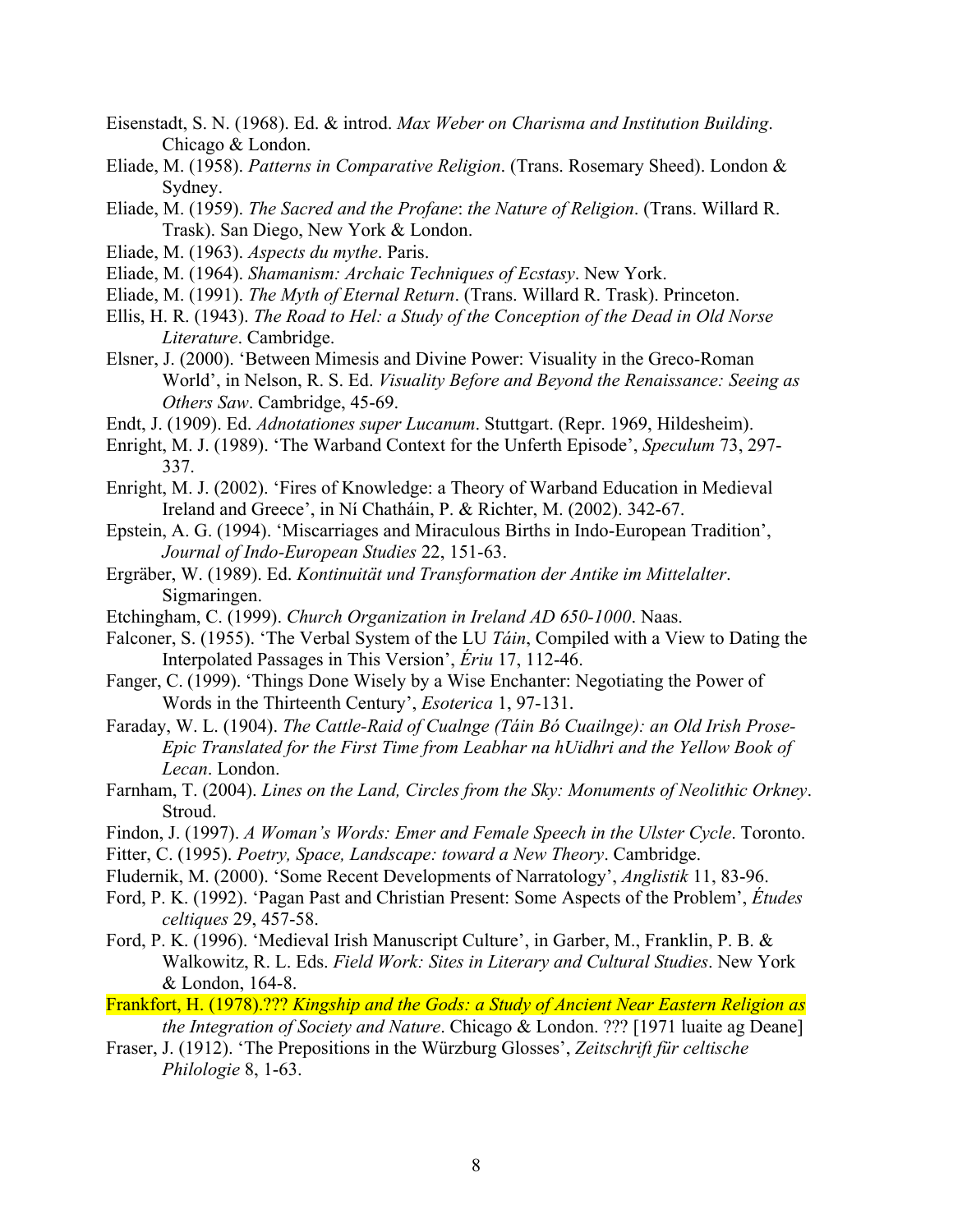Eisenstadt, S. N. (1968). Ed. & introd. *Max Weber on Charisma and Institution Building*. Chicago & London.

Eliade, M. (1958). *Patterns in Comparative Religion*. (Trans. Rosemary Sheed). London & Sydney.

Eliade, M. (1959). *The Sacred and the Profane*: *the Nature of Religion*. (Trans. Willard R. Trask). San Diego, New York & London.

Eliade, M. (1963). *Aspects du mythe*. Paris.

Eliade, M. (1964). *Shamanism: Archaic Techniques of Ecstasy*. New York.

Eliade, M. (1991). *The Myth of Eternal Return*. (Trans. Willard R. Trask). Princeton.

Ellis, H. R. (1943). *The Road to Hel: a Study of the Conception of the Dead in Old Norse Literature*. Cambridge.

Elsner, J. (2000). 'Between Mimesis and Divine Power: Visuality in the Greco-Roman World', in Nelson, R. S. Ed. *Visuality Before and Beyond the Renaissance: Seeing as Others Saw*. Cambridge, 45-69.

Endt, J. (1909). Ed. *Adnotationes super Lucanum*. Stuttgart. (Repr. 1969, Hildesheim).

Enright, M. J. (1989). 'The Warband Context for the Unferth Episode', *Speculum* 73, 297-337.

Enright, M. J. (2002). 'Fires of Knowledge: a Theory of Warband Education in Medieval Ireland and Greece', in Ní Chatháin, P. & Richter, M. (2002). 342-67.

Epstein, A. G. (1994). 'Miscarriages and Miraculous Births in Indo-European Tradition', *Journal of Indo-European Studies* 22, 151-63.

Ergräber, W. (1989). Ed. *Kontinuität und Transformation der Antike im Mittelalter*. Sigmaringen.

Etchingham, C. (1999). *Church Organization in Ireland AD 650-1000*. Naas.

Falconer, S. (1955). 'The Verbal System of the LU *Táin*, Compiled with a View to Dating the Interpolated Passages in This Version', *Ériu* 17, 112-46.

Fanger, C. (1999). 'Things Done Wisely by a Wise Enchanter: Negotiating the Power of Words in the Thirteenth Century', *Esoterica* 1, 97-131.

Faraday, W. L. (1904). *The Cattle-Raid of Cualnge (Táin Bó Cuailnge): an Old Irish Prose-Epic Translated for the First Time from Leabhar na hUidhri and the Yellow Book of Lecan*. London.

Farnham, T. (2004). *Lines on the Land, Circles from the Sky: Monuments of Neolithic Orkney*. Stroud.

Findon, J. (1997). *A Woman's Words: Emer and Female Speech in the Ulster Cycle*. Toronto.

Fitter, C. (1995). *Poetry, Space, Landscape: toward a New Theory*. Cambridge.

Fludernik, M. (2000). 'Some Recent Developments of Narratology', *Anglistik* 11, 83-96.

Ford, P. K. (1992). 'Pagan Past and Christian Present: Some Aspects of the Problem', *Études celtiques* 29, 457-58.

Ford, P. K. (1996). 'Medieval Irish Manuscript Culture', in Garber, M., Franklin, P. B. & Walkowitz, R. L. Eds. *Field Work: Sites in Literary and Cultural Studies*. New York & London, 164-8.

Frankfort, H. (1978).??? *Kingship and the Gods: a Study of Ancient Near Eastern Religion as the Integration of Society and Nature*. Chicago & London. ??? [1971 luaite ag Deane]

Fraser, J. (1912). 'The Prepositions in the Würzburg Glosses', *Zeitschrift für celtische Philologie* 8, 1-63.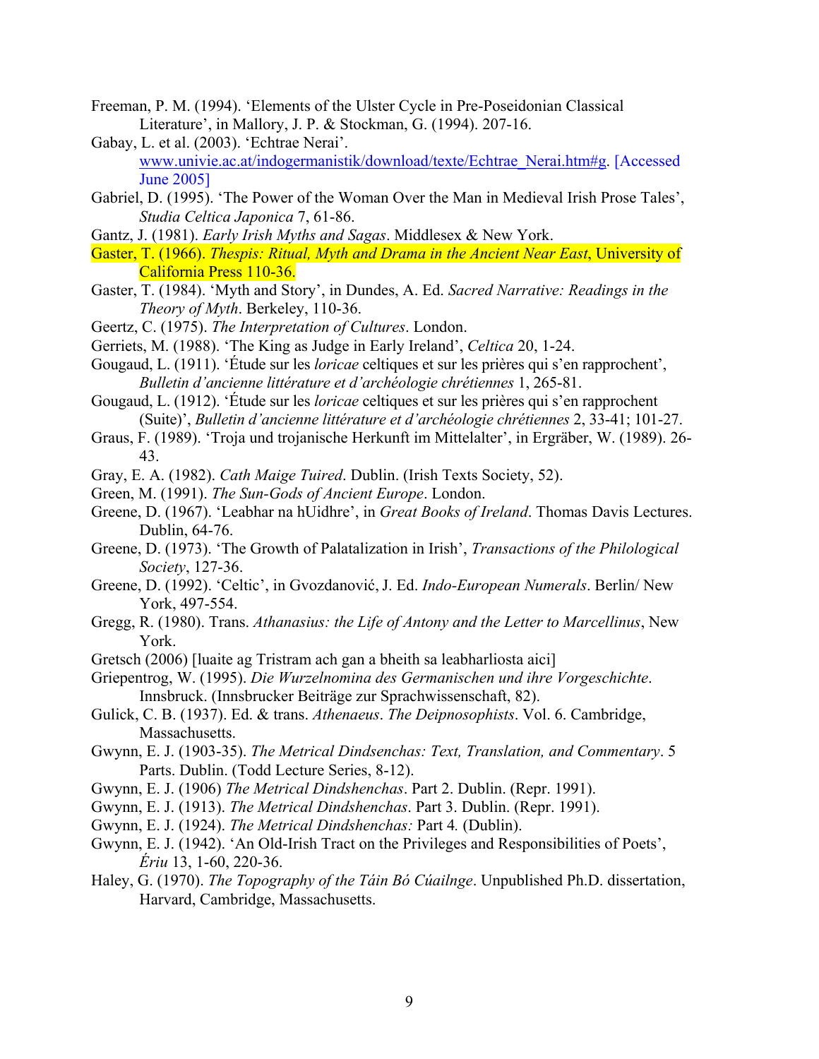Freeman, P. M. (1994). 'Elements of the Ulster Cycle in Pre-Poseidonian Classical Literature', in Mallory, J. P. & Stockman, G. (1994). 207-16.

Gabay, L. et al. (2003). 'Echtrae Nerai'. www.univie.ac.at/indogermanistik/download/texte/Echtrae_Nerai.htm#g. [Accessed June 2005]

Gabriel, D. (1995). 'The Power of the Woman Over the Man in Medieval Irish Prose Tales', *Studia Celtica Japonica* 7, 61-86.

Gantz, J. (1981). *Early Irish Myths and Sagas*. Middlesex & New York.

Gaster, T. (1966). *Thespis: Ritual, Myth and Drama in the Ancient Near East*, University of California Press 110-36.

Gaster, T. (1984). 'Myth and Story', in Dundes, A. Ed. *Sacred Narrative: Readings in the Theory of Myth*. Berkeley, 110-36.

Geertz, C. (1975). *The Interpretation of Cultures*. London.

Gerriets, M. (1988). 'The King as Judge in Early Ireland', *Celtica* 20, 1-24.

Gougaud, L. (1911). 'Étude sur les *loricae* celtiques et sur les prières qui s'en rapprochent', *Bulletin d'ancienne littérature et d'archéologie chrétiennes* 1, 265-81.

Gougaud, L. (1912). 'Étude sur les *loricae* celtiques et sur les prières qui s'en rapprochent (Suite)', *Bulletin d'ancienne littérature et d'archéologie chrétiennes* 2, 33-41; 101-27.

Graus, F. (1989). 'Troja und trojanische Herkunft im Mittelalter', in Ergräber, W. (1989). 26-43.

Gray, E. A. (1982). *Cath Maige Tuired*. Dublin. (Irish Texts Society, 52).

Green, M. (1991). *The Sun-Gods of Ancient Europe*. London.

Greene, D. (1967). 'Leabhar na hUidhre', in *Great Books of Ireland*. Thomas Davis Lectures. Dublin, 64-76.

Greene, D. (1973). 'The Growth of Palatalization in Irish', *Transactions of the Philological Society*, 127-36.

Greene, D. (1992). 'Celtic', in Gvozdanović, J. Ed. *Indo-European Numerals*. Berlin/ New York, 497-554.

Gregg, R. (1980). Trans. *Athanasius: the Life of Antony and the Letter to Marcellinus*, New York.

Gretsch (2006) [luaite ag Tristram ach gan a bheith sa leabharliosta aici]

Griepentrog, W. (1995). *Die Wurzelnomina des Germanischen und ihre Vorgeschichte*. Innsbruck. (Innsbrucker Beiträge zur Sprachwissenschaft, 82).

Gulick, C. B. (1937). Ed. & trans. *Athenaeus*. *The Deipnosophists*. Vol. 6. Cambridge, Massachusetts.

Gwynn, E. J. (1903-35). *The Metrical Dindsenchas: Text, Translation, and Commentary*. 5 Parts. Dublin. (Todd Lecture Series, 8-12).

Gwynn, E. J. (1906) *The Metrical Dindshenchas*. Part 2. Dublin. (Repr. 1991).

Gwynn, E. J. (1913). *The Metrical Dindshenchas*. Part 3. Dublin. (Repr. 1991).

Gwynn, E. J. (1924). *The Metrical Dindshenchas:* Part 4*.* (Dublin).

Gwynn, E. J. (1942). 'An Old-Irish Tract on the Privileges and Responsibilities of Poets', *Ériu* 13, 1-60, 220-36.

Haley, G. (1970). *The Topography of the Táin Bó Cúailnge*. Unpublished Ph.D. dissertation, Harvard, Cambridge, Massachusetts.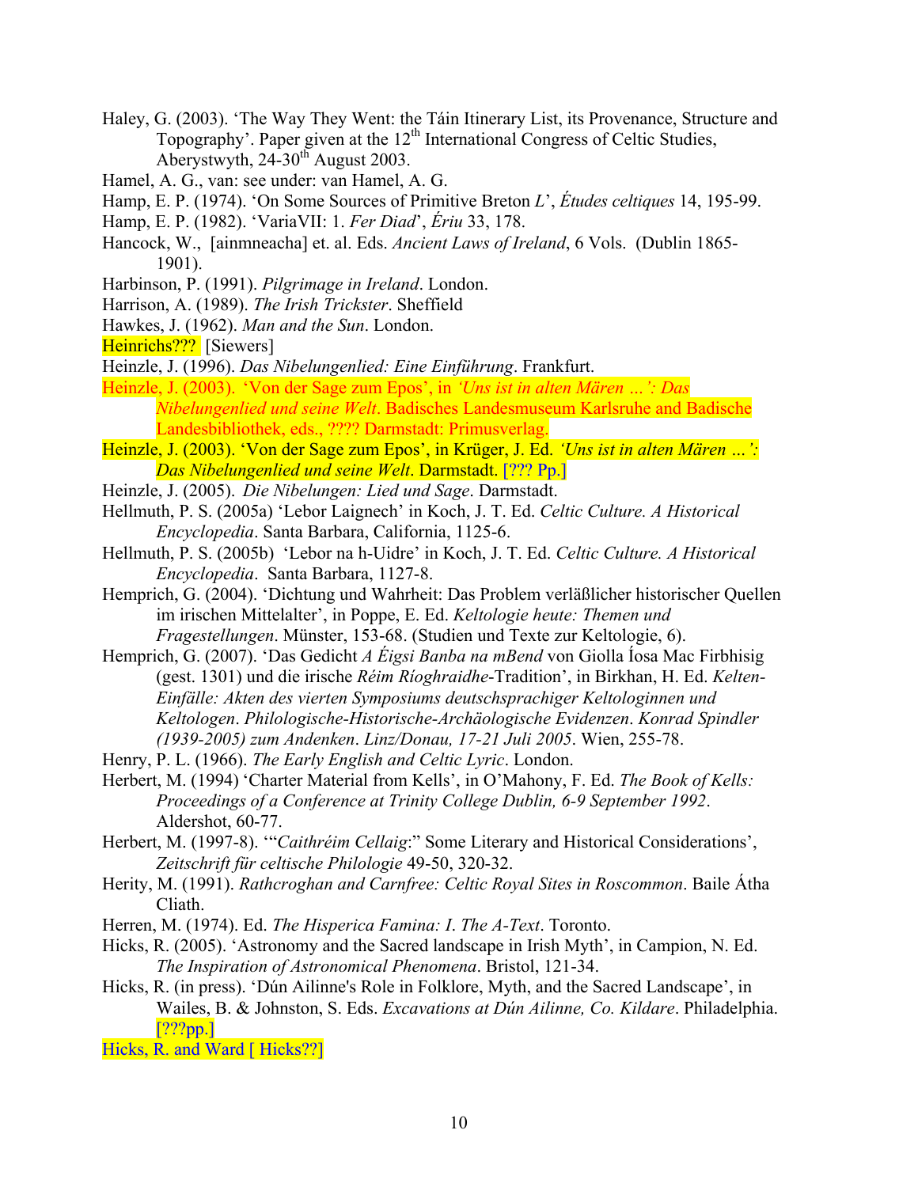Haley, G. (2003). 'The Way They Went: the Táin Itinerary List, its Provenance, Structure and Topography'. Paper given at the 12th International Congress of Celtic Studies, Aberystwyth, 24-30th August 2003.

Hamel, A. G., van: see under: van Hamel, A. G.

Hamp, E. P. (1974). 'On Some Sources of Primitive Breton *L*', *Études celtiques* 14, 195-99.

Hamp, E. P. (1982). 'VariaVII: 1. *Fer Diad*', *Ériu* 33, 178.

Hancock, W., [ainmneacha] et. al. Eds. *Ancient Laws of Ireland*, 6 Vols. (Dublin 1865-1901).

Harbinson, P. (1991). *Pilgrimage in Ireland*. London.

Harrison, A. (1989). *The Irish Trickster*. Sheffield

Hawkes, J. (1962). *Man and the Sun*. London.

Heinrichs??? [Siewers]

Heinzle, J. (1996). *Das Nibelungenlied: Eine Einführung*. Frankfurt.

Heinzle, J. (2003). 'Von der Sage zum Epos', in *'Uns ist in alten Mären …': Das Nibelungenlied und seine Welt*. Badisches Landesmuseum Karlsruhe and Badische Landesbibliothek, eds., ???? Darmstadt: Primusverlag.

Heinzle, J. (2003). 'Von der Sage zum Epos', in Krüger, J. Ed. *'Uns ist in alten Mären …': Das Nibelungenlied und seine Welt*. Darmstadt. [??? Pp.]

Heinzle, J. (2005). *Die Nibelungen: Lied und Sage*. Darmstadt.

Hellmuth, P. S. (2005a) 'Lebor Laignech' in Koch, J. T. Ed. *Celtic Culture. A Historical Encyclopedia*. Santa Barbara, California, 1125-6.

Hellmuth, P. S. (2005b) 'Lebor na h-Uidre' in Koch, J. T. Ed. *Celtic Culture. A Historical Encyclopedia*. Santa Barbara, 1127-8.

Hemprich, G. (2004). 'Dichtung und Wahrheit: Das Problem verläßlicher historischer Quellen im irischen Mittelalter', in Poppe, E. Ed. *Keltologie heute: Themen und Fragestellungen*. Münster, 153-68. (Studien und Texte zur Keltologie, 6).

Hemprich, G. (2007). 'Das Gedicht *A Éigsi Banba na mBend* von Giolla Íosa Mac Firbhisig (gest. 1301) und die irische *Réim Ríoghraidhe*-Tradition', in Birkhan, H. Ed. *Kelten-Einfälle: Akten des vierten Symposiums deutschsprachiger Keltologinnen und Keltologen*. *Philologische-Historische-Archäologische Evidenzen*. *Konrad Spindler (1939-2005) zum Andenken*. *Linz/Donau, 17-21 Juli 2005*. Wien, 255-78.

Henry, P. L. (1966). *The Early English and Celtic Lyric*. London.

Herbert, M. (1994) 'Charter Material from Kells', in O'Mahony, F. Ed. *The Book of Kells: Proceedings of a Conference at Trinity College Dublin, 6-9 September 1992*. Aldershot, 60-77.

Herbert, M. (1997-8). '"*Caithréim Cellaig*:" Some Literary and Historical Considerations', *Zeitschrift für celtische Philologie* 49-50, 320-32.

Herity, M. (1991). *Rathcroghan and Carnfree: Celtic Royal Sites in Roscommon*. Baile Átha Cliath.

Herren, M. (1974). Ed. *The Hisperica Famina: I. The A-Text*. Toronto.

Hicks, R. (2005). 'Astronomy and the Sacred landscape in Irish Myth', in Campion, N. Ed. *The Inspiration of Astronomical Phenomena*. Bristol, 121-34.

Hicks, R. (in press). 'Dún Ailinne's Role in Folklore, Myth, and the Sacred Landscape', in Wailes, B. & Johnston, S. Eds. *Excavations at Dún Ailinne, Co. Kildare*. Philadelphia. [???pp.]

Hicks, R. and Ward [ Hicks??]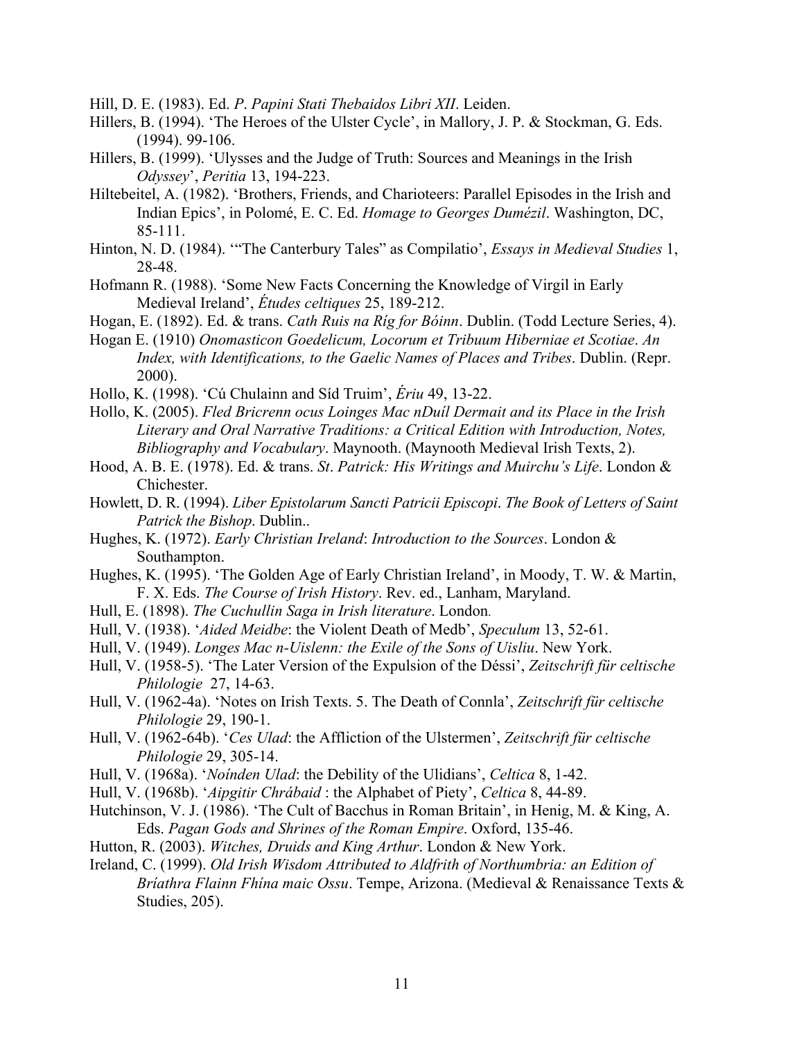Hill, D. E. (1983). Ed. *P*. *Papini Stati Thebaidos Libri XII*. Leiden.

Hillers, B. (1994). 'The Heroes of the Ulster Cycle', in Mallory, J. P. & Stockman, G. Eds. (1994). 99-106.

Hillers, B. (1999). 'Ulysses and the Judge of Truth: Sources and Meanings in the Irish *Odyssey*', *Peritia* 13, 194-223.

Hiltebeitel, A. (1982). 'Brothers, Friends, and Charioteers: Parallel Episodes in the Irish and Indian Epics', in Polomé, E. C. Ed. *Homage to Georges Dumézil*. Washington, DC, 85-111.

Hinton, N. D. (1984). '"The Canterbury Tales" as Compilatio', *Essays in Medieval Studies* 1, 28-48.

Hofmann R. (1988). 'Some New Facts Concerning the Knowledge of Virgil in Early Medieval Ireland', *Études celtiques* 25, 189-212.

Hogan, E. (1892). Ed. & trans. *Cath Ruis na Ríg for Bóinn*. Dublin. (Todd Lecture Series, 4).

Hogan E. (1910) *Onomasticon Goedelicum, Locorum et Tribuum Hiberniae et Scotiae*. *An Index, with Identifications, to the Gaelic Names of Places and Tribes*. Dublin. (Repr. 2000).

Hollo, K. (1998). 'Cú Chulainn and Síd Truim', *Ériu* 49, 13-22.

Hollo, K. (2005). *Fled Bricrenn ocus Loinges Mac nDuíl Dermait and its Place in the Irish Literary and Oral Narrative Traditions: a Critical Edition with Introduction, Notes, Bibliography and Vocabulary*. Maynooth. (Maynooth Medieval Irish Texts, 2).

Hood, A. B. E. (1978). Ed. & trans. *St*. *Patrick: His Writings and Muirchu's Life*. London & Chichester.

Howlett, D. R. (1994). *Liber Epistolarum Sancti Patricii Episcopi*. *The Book of Letters of Saint Patrick the Bishop*. Dublin..

Hughes, K. (1972). *Early Christian Ireland*: *Introduction to the Sources*. London & Southampton.

Hughes, K. (1995). 'The Golden Age of Early Christian Ireland', in Moody, T. W. & Martin, F. X. Eds. *The Course of Irish History*. Rev. ed., Lanham, Maryland.

Hull, E. (1898). *The Cuchullin Saga in Irish literature*. London.

Hull, V. (1938). '*Aided Meidbe*: the Violent Death of Medb', *Speculum* 13, 52-61.

Hull, V. (1949). *Longes Mac n-Uislenn: the Exile of the Sons of Uisliu*. New York.

Hull, V. (1958-5). 'The Later Version of the Expulsion of the Déssi', *Zeitschrift für celtische Philologie* 27, 14-63.

Hull, V. (1962-4a). 'Notes on Irish Texts. 5. The Death of Connla', *Zeitschrift für celtische Philologie* 29, 190-1.

Hull, V. (1962-64b). '*Ces Ulad*: the Affliction of the Ulstermen', *Zeitschrift für celtische Philologie* 29, 305-14.

Hull, V. (1968a). '*Noínden Ulad*: the Debility of the Ulidians', *Celtica* 8, 1-42.

Hull, V. (1968b). '*Aipgitir Chrábaid* : the Alphabet of Piety', *Celtica* 8, 44-89.

Hutchinson, V. J. (1986). 'The Cult of Bacchus in Roman Britain', in Henig, M. & King, A. Eds. *Pagan Gods and Shrines of the Roman Empire*. Oxford, 135-46.

Hutton, R. (2003). *Witches, Druids and King Arthur*. London & New York.

Ireland, C. (1999). *Old Irish Wisdom Attributed to Aldfrith of Northumbria: an Edition of Bríathra Flainn Fhína maic Ossu*. Tempe, Arizona. (Medieval & Renaissance Texts & Studies, 205).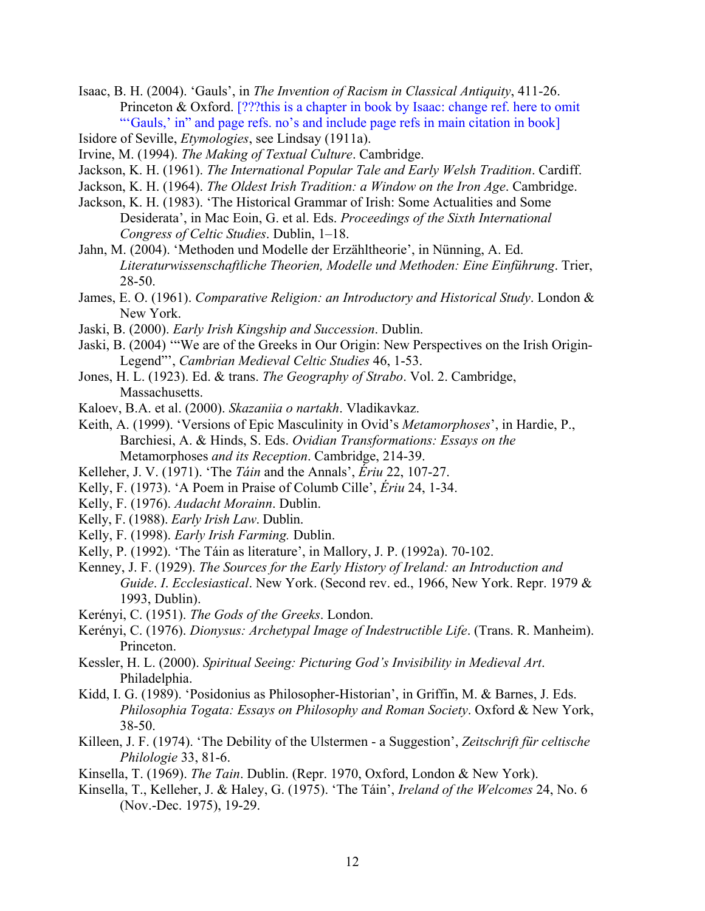Isaac, B. H. (2004). 'Gauls', in *The Invention of Racism in Classical Antiquity*, 411-26. Princeton & Oxford. [???this is a chapter in book by Isaac: change ref. here to omit "'Gauls,' in" and page refs. no's and include page refs in main citation in book]

Isidore of Seville, *Etymologies*, see Lindsay (1911a).

Irvine, M. (1994). *The Making of Textual Culture*. Cambridge.

Jackson, K. H. (1961). *The International Popular Tale and Early Welsh Tradition*. Cardiff.

Jackson, K. H. (1964). *The Oldest Irish Tradition: a Window on the Iron Age*. Cambridge.

Jackson, K. H. (1983). 'The Historical Grammar of Irish: Some Actualities and Some Desiderata', in Mac Eoin, G. et al. Eds. *Proceedings of the Sixth International Congress of Celtic Studies*. Dublin, 1–18.

Jahn, M. (2004). 'Methoden und Modelle der Erzähltheorie', in Nünning, A. Ed. *Literaturwissenschaftliche Theorien, Modelle und Methoden: Eine Einführung*. Trier, 28-50.

James, E. O. (1961). *Comparative Religion: an Introductory and Historical Study*. London & New York.

Jaski, B. (2000). *Early Irish Kingship and Succession*. Dublin.

Jaski, B. (2004) '"We are of the Greeks in Our Origin: New Perspectives on the Irish Origin-Legend"', *Cambrian Medieval Celtic Studies* 46, 1-53.

Jones, H. L. (1923). Ed. & trans. *The Geography of Strabo*. Vol. 2. Cambridge, Massachusetts.

Kaloev, B.A. et al. (2000). *Skazaniia o nartakh*. Vladikavkaz.

Keith, A. (1999). 'Versions of Epic Masculinity in Ovid's *Metamorphoses*', in Hardie, P., Barchiesi, A. & Hinds, S. Eds. *Ovidian Transformations: Essays on the* Metamorphoses *and its Reception*. Cambridge, 214-39.

Kelleher, J. V. (1971). 'The *Táin* and the Annals', *Ériu* 22, 107-27.

Kelly, F. (1973). 'A Poem in Praise of Columb Cille', *Ériu* 24, 1-34.

Kelly, F. (1976). *Audacht Morainn*. Dublin.

Kelly, F. (1988). *Early Irish Law*. Dublin.

Kelly, F. (1998). *Early Irish Farming.* Dublin.

Kelly, P. (1992). 'The Táin as literature', in Mallory, J. P. (1992a). 70-102.

Kenney, J. F. (1929). *The Sources for the Early History of Ireland: an Introduction and Guide*. *I*. *Ecclesiastical*. New York. (Second rev. ed., 1966, New York. Repr. 1979 & 1993, Dublin).

Kerényi, C. (1951). *The Gods of the Greeks*. London.

Kerényi, C. (1976). *Dionysus: Archetypal Image of Indestructible Life*. (Trans. R. Manheim). Princeton.

Kessler, H. L. (2000). *Spiritual Seeing: Picturing God's Invisibility in Medieval Art*. Philadelphia.

Kidd, I. G. (1989). 'Posidonius as Philosopher-Historian', in Griffin, M. & Barnes, J. Eds. *Philosophia Togata: Essays on Philosophy and Roman Society*. Oxford & New York, 38-50.

Killeen, J. F. (1974). 'The Debility of the Ulstermen - a Suggestion', *Zeitschrift für celtische Philologie* 33, 81-6.

Kinsella, T. (1969). *The Tain*. Dublin. (Repr. 1970, Oxford, London & New York).

Kinsella, T., Kelleher, J. & Haley, G. (1975). 'The Táin', *Ireland of the Welcomes* 24, No. 6 (Nov.-Dec. 1975), 19-29.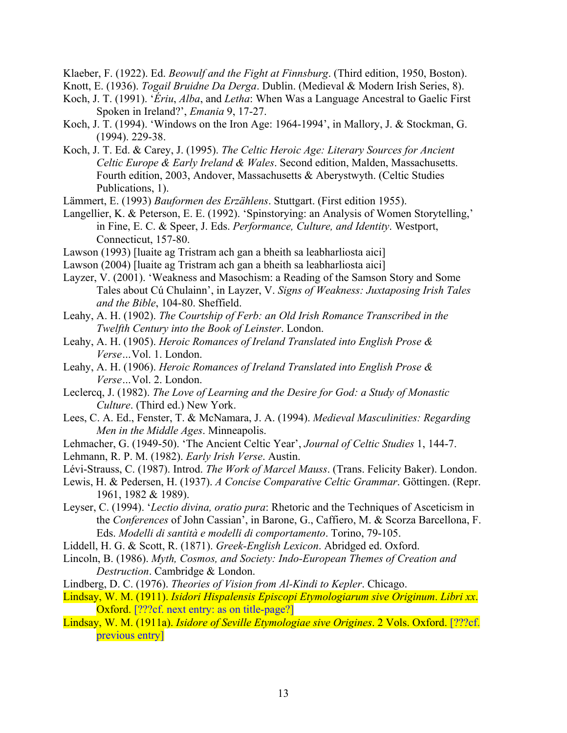Klaeber, F. (1922). Ed. *Beowulf and the Fight at Finnsburg*. (Third edition, 1950, Boston).

Knott, E. (1936). *Togail Bruidne Da Derga*. Dublin. (Medieval & Modern Irish Series, 8).

Koch, J. T. (1991). '*Ériu*, *Alba*, and *Letha*: When Was a Language Ancestral to Gaelic First Spoken in Ireland?', *Emania* 9, 17-27.

Koch, J. T. (1994). 'Windows on the Iron Age: 1964-1994', in Mallory, J. & Stockman, G. (1994). 229-38.

Koch, J. T. Ed. & Carey, J. (1995). *The Celtic Heroic Age: Literary Sources for Ancient Celtic Europe & Early Ireland & Wales*. Second edition, Malden, Massachusetts. Fourth edition, 2003, Andover, Massachusetts & Aberystwyth. (Celtic Studies Publications, 1).

Lämmert, E. (1993) *Bauformen des Erzählens*. Stuttgart. (First edition 1955).

Langellier, K. & Peterson, E. E. (1992). 'Spinstorying: an Analysis of Women Storytelling,' in Fine, E. C. & Speer, J. Eds. *Performance, Culture, and Identity*. Westport, Connecticut, 157-80.

Lawson (1993) [luaite ag Tristram ach gan a bheith sa leabharliosta aici]

Lawson (2004) [luaite ag Tristram ach gan a bheith sa leabharliosta aici]

Layzer, V. (2001). 'Weakness and Masochism: a Reading of the Samson Story and Some Tales about Cú Chulainn', in Layzer, V. *Signs of Weakness: Juxtaposing Irish Tales and the Bible*, 104-80. Sheffield.

Leahy, A. H. (1902). *The Courtship of Ferb: an Old Irish Romance Transcribed in the Twelfth Century into the Book of Leinster*. London.

Leahy, A. H. (1905). *Heroic Romances of Ireland Translated into English Prose & Verse…*Vol. 1. London.

Leahy, A. H. (1906). *Heroic Romances of Ireland Translated into English Prose & Verse…*Vol. 2. London.

Leclercq, J. (1982). *The Love of Learning and the Desire for God: a Study of Monastic Culture*. (Third ed.) New York.

Lees, C. A. Ed., Fenster, T. & McNamara, J. A. (1994). *Medieval Masculinities: Regarding Men in the Middle Ages*. Minneapolis.

Lehmacher, G. (1949-50). 'The Ancient Celtic Year', *Journal of Celtic Studies* 1, 144-7.

Lehmann, R. P. M. (1982). *Early Irish Verse*. Austin.

Lévi-Strauss, C. (1987). Introd. *The Work of Marcel Mauss*. (Trans. Felicity Baker). London.

Lewis, H. & Pedersen, H. (1937). *A Concise Comparative Celtic Grammar*. Göttingen. (Repr. 1961, 1982 & 1989).

Leyser, C. (1994). '*Lectio divina, oratio pura*: Rhetoric and the Techniques of Asceticism in the *Conferences* of John Cassian', in Barone, G., Caffiero, M. & Scorza Barcellona, F. Eds. *Modelli di santità e modelli di comportamento*. Torino, 79-105.

Liddell, H. G. & Scott, R. (1871). *Greek-English Lexicon*. Abridged ed. Oxford.

Lincoln, B. (1986). *Myth, Cosmos, and Society: Indo-European Themes of Creation and Destruction*. Cambridge & London.

Lindberg, D. C. (1976). *Theories of Vision from Al-Kindi to Kepler*. Chicago.

Lindsay, W. M. (1911). *Isidori Hispalensis Episcopi Etymologiarum sive Originum*. *Libri xx*. Oxford. [???cf. next entry: as on title-page?]

Lindsay, W. M. (1911a). *Isidore of Seville Etymologiae sive Origines*. 2 Vols. Oxford. [???cf. previous entry]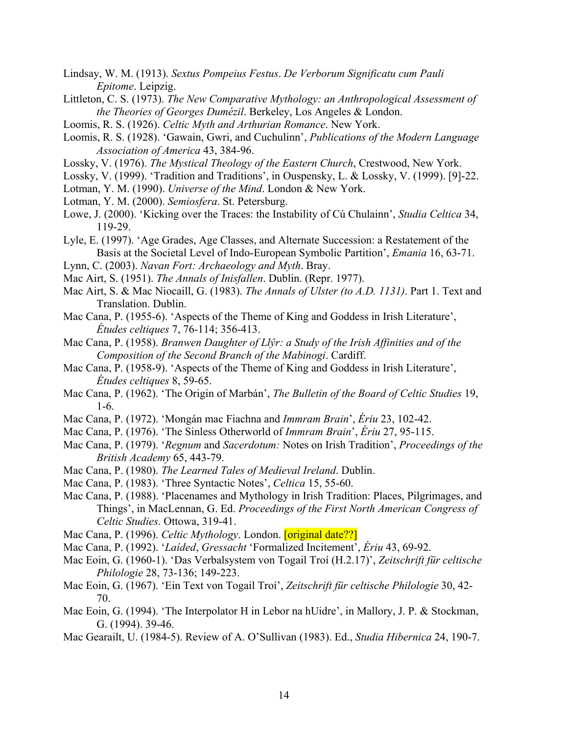Lindsay, W. M. (1913). *Sextus Pompeius Festus*. *De Verborum Significatu cum Pauli Epitome*. Leipzig.

Littleton, C. S. (1973). *The New Comparative Mythology: an Anthropological Assessment of the Theories of Georges Dumézil*. Berkeley, Los Angeles & London.

Loomis, R. S. (1926). *Celtic Myth and Arthurian Romance*. New York.

Loomis, R. S. (1928). 'Gawain, Gwri, and Cuchulinn', *Publications of the Modern Language Association of America* 43, 384-96.

Lossky, V. (1976). *The Mystical Theology of the Eastern Church*, Crestwood, New York.

Lossky, V. (1999). 'Tradition and Traditions', in Ouspensky, L. & Lossky, V. (1999). [9]-22.

Lotman, Y. M. (1990). *Universe of the Mind*. London & New York.

Lotman, Y. M. (2000). *Semiosfera*. St. Petersburg.

Lowe, J. (2000). 'Kicking over the Traces: the Instability of Cú Chulainn', *Studia Celtica* 34, 119-29.

Lyle, E. (1997). 'Age Grades, Age Classes, and Alternate Succession: a Restatement of the Basis at the Societal Level of Indo-European Symbolic Partition', *Emania* 16, 63-71.

Lynn, C. (2003). *Navan Fort: Archaeology and Myth*. Bray.

Mac Airt, S. (1951). *The Annals of Inisfallen*. Dublin. (Repr. 1977).

Mac Airt, S. & Mac Niocaill, G. (1983). *The Annals of Ulster (to A.D. 1131)*. Part 1. Text and Translation. Dublin.

Mac Cana, P. (1955-6). 'Aspects of the Theme of King and Goddess in Irish Literature', *Études celtiques* 7, 76-114; 356-413.

Mac Cana, P. (1958). *Branwen Daughter of Llŷr: a Study of the Irish Affinities and of the Composition of the Second Branch of the Mabinogi*. Cardiff.

Mac Cana, P. (1958-9). 'Aspects of the Theme of King and Goddess in Irish Literature', *Études celtiques* 8, 59-65.

Mac Cana, P. (1962). 'The Origin of Marbán', *The Bulletin of the Board of Celtic Studies* 19, 1-6.

Mac Cana, P. (1972). 'Mongán mac Fiachna and *Immram Brain*', *Ériu* 23, 102-42.

Mac Cana, P. (1976). 'The Sinless Otherworld of *Immram Brain*', *Ériu* 27, 95-115.

Mac Cana, P. (1979). '*Regnum* and *Sacerdotum:* Notes on Irish Tradition', *Proceedings of the British Academy* 65, 443-79.

Mac Cana, P. (1980). *The Learned Tales of Medieval Ireland*. Dublin.

Mac Cana, P. (1983). 'Three Syntactic Notes', *Celtica* 15, 55-60.

Mac Cana, P. (1988). 'Placenames and Mythology in Irish Tradition: Places, Pilgrimages, and Things', in MacLennan, G. Ed. *Proceedings of the First North American Congress of Celtic Studies*. Ottowa, 319-41.

Mac Cana, P. (1996). *Celtic Mythology*. London. [original date??]

Mac Cana, P. (1992). '*Laíded*, *Gressacht* 'Formalized Incitement', *Ériu* 43, 69-92.

Mac Eoin, G. (1960-1). 'Das Verbalsystem von Togail Troí (H.2.17)', *Zeitschrift für celtische Philologie* 28, 73-136; 149-223.

Mac Eoin, G. (1967). 'Ein Text von Togail Troí', *Zeitschrift für celtische Philologie* 30, 42-70.

Mac Eoin, G. (1994). 'The Interpolator H in Lebor na hUidre', in Mallory, J. P. & Stockman, G. (1994). 39-46.

Mac Gearailt, U. (1984-5). Review of A. O'Sullivan (1983). Ed., *Studia Hibernica* 24, 190-7.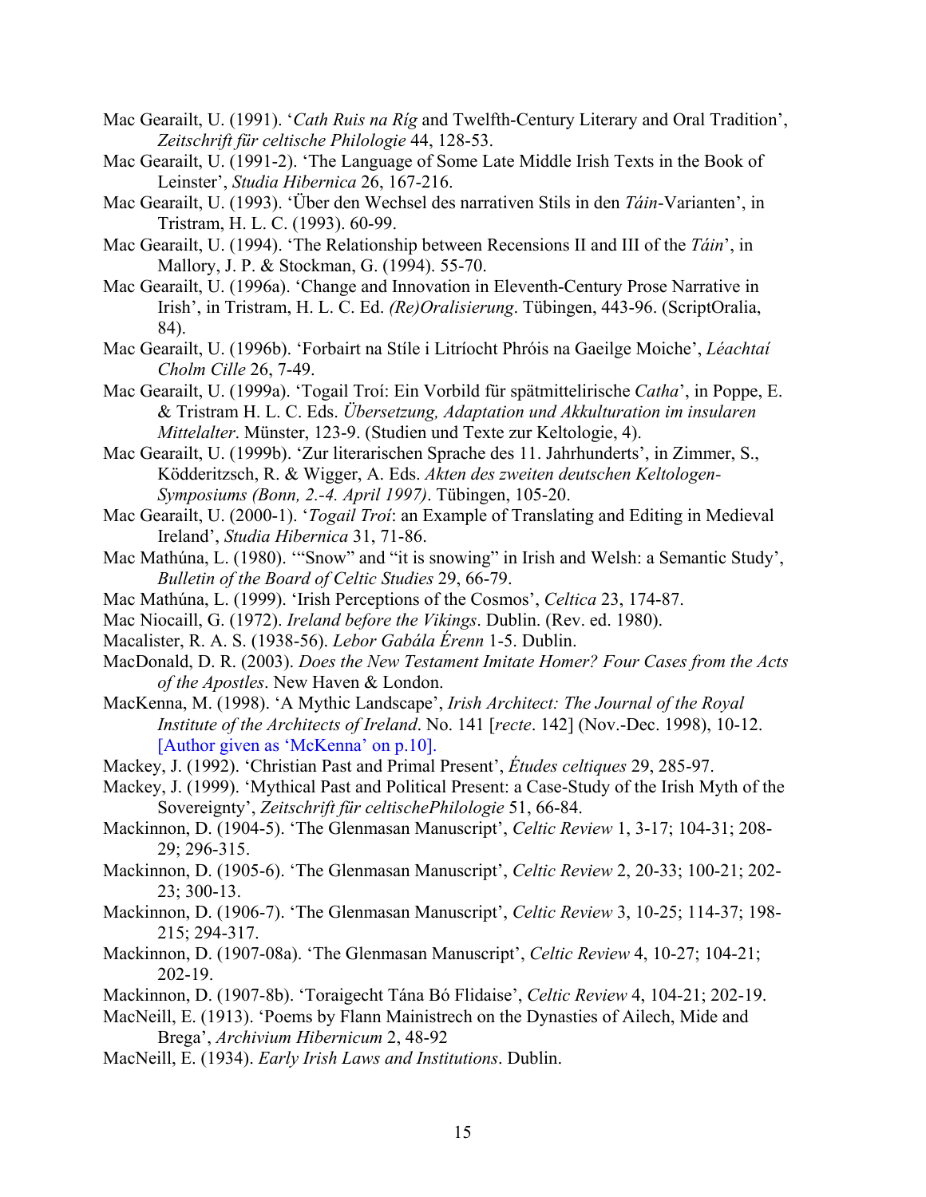Mac Gearailt, U. (1991). '*Cath Ruis na Ríg* and Twelfth-Century Literary and Oral Tradition', *Zeitschrift für celtische Philologie* 44, 128-53.

Mac Gearailt, U. (1991-2). 'The Language of Some Late Middle Irish Texts in the Book of Leinster', *Studia Hibernica* 26, 167-216.

Mac Gearailt, U. (1993). 'Über den Wechsel des narrativen Stils in den *Táin*-Varianten', in Tristram, H. L. C. (1993). 60-99.

Mac Gearailt, U. (1994). 'The Relationship between Recensions II and III of the *Táin*', in Mallory, J. P. & Stockman, G. (1994). 55-70.

Mac Gearailt, U. (1996a). 'Change and Innovation in Eleventh-Century Prose Narrative in Irish', in Tristram, H. L. C. Ed. *(Re)Oralisierung*. Tübingen, 443-96. (ScriptOralia, 84).

Mac Gearailt, U. (1996b). 'Forbairt na Stíle i Litríocht Phróis na Gaeilge Moiche', *Léachtaí Cholm Cille* 26, 7-49.

Mac Gearailt, U. (1999a). 'Togail Troí: Ein Vorbild für spätmittelirische *Catha*', in Poppe, E. & Tristram H. L. C. Eds. *Übersetzung, Adaptation und Akkulturation im insularen Mittelalter*. Münster, 123-9. (Studien und Texte zur Keltologie, 4).

Mac Gearailt, U. (1999b). 'Zur literarischen Sprache des 11. Jahrhunderts', in Zimmer, S., Ködderitzsch, R. & Wigger, A. Eds. *Akten des zweiten deutschen Keltologen-Symposiums (Bonn, 2.-4. April 1997)*. Tübingen, 105-20.

Mac Gearailt, U. (2000-1). '*Togail Troí*: an Example of Translating and Editing in Medieval Ireland', *Studia Hibernica* 31, 71-86.

Mac Mathúna, L. (1980). '"Snow" and "it is snowing" in Irish and Welsh: a Semantic Study', *Bulletin of the Board of Celtic Studies* 29, 66-79.

Mac Mathúna, L. (1999). 'Irish Perceptions of the Cosmos', *Celtica* 23, 174-87.

Mac Niocaill, G. (1972). *Ireland before the Vikings*. Dublin. (Rev. ed. 1980).

Macalister, R. A. S. (1938-56). *Lebor Gabála Érenn* 1-5. Dublin.

MacDonald, D. R. (2003). *Does the New Testament Imitate Homer? Four Cases from the Acts of the Apostles*. New Haven & London.

MacKenna, M. (1998). 'A Mythic Landscape', *Irish Architect: The Journal of the Royal Institute of the Architects of Ireland*. No. 141 [*recte*. 142] (Nov.-Dec. 1998), 10-12. [Author given as 'McKenna' on p.10].

Mackey, J. (1992). 'Christian Past and Primal Present', *Études celtiques* 29, 285-97.

Mackey, J. (1999). 'Mythical Past and Political Present: a Case-Study of the Irish Myth of the Sovereignty', *Zeitschrift für celtischePhilologie* 51, 66-84.

Mackinnon, D. (1904-5). 'The Glenmasan Manuscript', *Celtic Review* 1, 3-17; 104-31; 208-29; 296-315.

Mackinnon, D. (1905-6). 'The Glenmasan Manuscript', *Celtic Review* 2, 20-33; 100-21; 202-23; 300-13.

Mackinnon, D. (1906-7). 'The Glenmasan Manuscript', *Celtic Review* 3, 10-25; 114-37; 198-215; 294-317.

Mackinnon, D. (1907-08a). 'The Glenmasan Manuscript', *Celtic Review* 4, 10-27; 104-21; 202-19.

Mackinnon, D. (1907-8b). 'Toraigecht Tána Bó Flidaise', *Celtic Review* 4, 104-21; 202-19.

MacNeill, E. (1913). 'Poems by Flann Mainistrech on the Dynasties of Ailech, Mide and Brega', *Archivium Hibernicum* 2, 48-92

MacNeill, E. (1934). *Early Irish Laws and Institutions*. Dublin.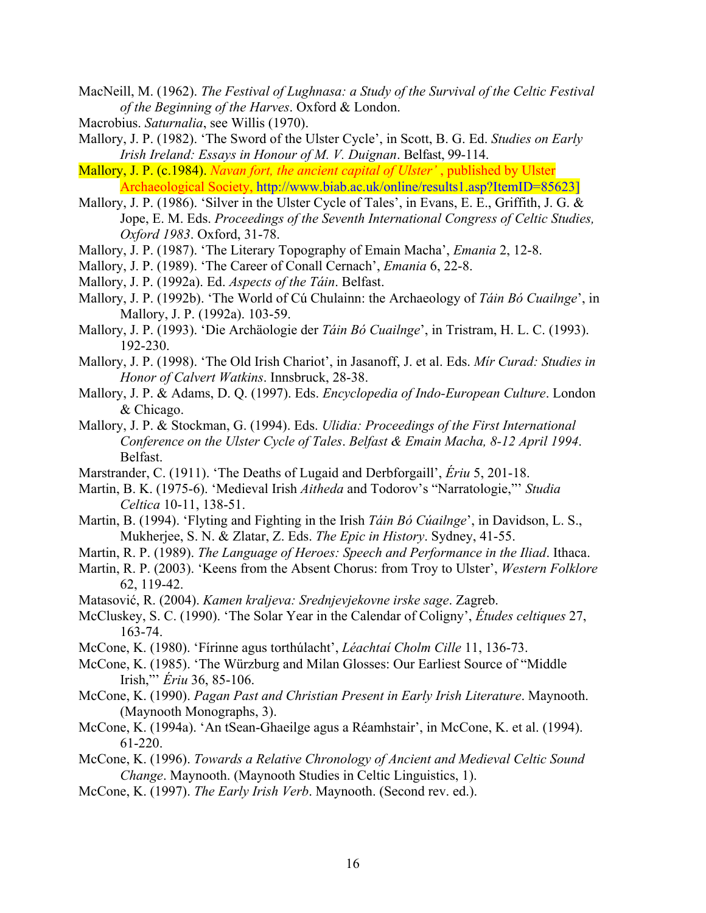MacNeill, M. (1962). *The Festival of Lughnasa: a Study of the Survival of the Celtic Festival of the Beginning of the Harves*. Oxford & London.

Macrobius. *Saturnalia*, see Willis (1970).

Mallory, J. P. (1982). 'The Sword of the Ulster Cycle', in Scott, B. G. Ed. *Studies on Early Irish Ireland: Essays in Honour of M. V. Duignan*. Belfast, 99-114.

Mallory, J. P. (c.1984). *Navan fort, the ancient capital of Ulster'* , published by Ulster Archaeological Society, http://www.biab.ac.uk/online/results1.asp?ItemID=85623]

Mallory, J. P. (1986). 'Silver in the Ulster Cycle of Tales', in Evans, E. E., Griffith, J. G. & Jope, E. M. Eds. *Proceedings of the Seventh International Congress of Celtic Studies, Oxford 1983*. Oxford, 31-78.

Mallory, J. P. (1987). 'The Literary Topography of Emain Macha', *Emania* 2, 12-8.

Mallory, J. P. (1989). 'The Career of Conall Cernach', *Emania* 6, 22-8.

Mallory, J. P. (1992a). Ed. *Aspects of the Táin*. Belfast.

Mallory, J. P. (1992b). 'The World of Cú Chulainn: the Archaeology of *Táin Bó Cuailnge*', in Mallory, J. P. (1992a). 103-59.

Mallory, J. P. (1993). 'Die Archäologie der *Táin Bó Cuailnge*', in Tristram, H. L. C. (1993). 192-230.

Mallory, J. P. (1998). 'The Old Irish Chariot', in Jasanoff, J. et al. Eds. *Mír Curad: Studies in Honor of Calvert Watkins*. Innsbruck, 28-38.

Mallory, J. P. & Adams, D. Q. (1997). Eds. *Encyclopedia of Indo-European Culture*. London & Chicago.

Mallory, J. P. & Stockman, G. (1994). Eds. *Ulidia: Proceedings of the First International Conference on the Ulster Cycle of Tales*. *Belfast & Emain Macha, 8-12 April 1994*. Belfast.

Marstrander, C. (1911). 'The Deaths of Lugaid and Derbforgaill', *Ériu* 5, 201-18.

Martin, B. K. (1975-6). 'Medieval Irish *Aitheda* and Todorov's "Narratologie,"' *Studia Celtica* 10-11, 138-51.

Martin, B. (1994). 'Flyting and Fighting in the Irish *Táin Bó Cúailnge*', in Davidson, L. S., Mukherjee, S. N. & Zlatar, Z. Eds. *The Epic in History*. Sydney, 41-55.

Martin, R. P. (1989). *The Language of Heroes: Speech and Performance in the Iliad*. Ithaca.

Martin, R. P. (2003). 'Keens from the Absent Chorus: from Troy to Ulster', *Western Folklore* 62, 119-42.

Matasović, R. (2004). *Kamen kraljeva: Srednjevjekovne irske sage*. Zagreb.

McCluskey, S. C. (1990). 'The Solar Year in the Calendar of Coligny', *Études celtiques* 27, 163-74.

McCone, K. (1980). 'Fírinne agus torthúlacht', *Léachtaí Cholm Cille* 11, 136-73.

McCone, K. (1985). 'The Würzburg and Milan Glosses: Our Earliest Source of "Middle Irish,"' *Ériu* 36, 85-106.

McCone, K. (1990). *Pagan Past and Christian Present in Early Irish Literature*. Maynooth. (Maynooth Monographs, 3).

McCone, K. (1994a). 'An tSean-Ghaeilge agus a Réamhstair', in McCone, K. et al. (1994). 61-220.

McCone, K. (1996). *Towards a Relative Chronology of Ancient and Medieval Celtic Sound Change*. Maynooth. (Maynooth Studies in Celtic Linguistics, 1).

McCone, K. (1997). *The Early Irish Verb*. Maynooth. (Second rev. ed.).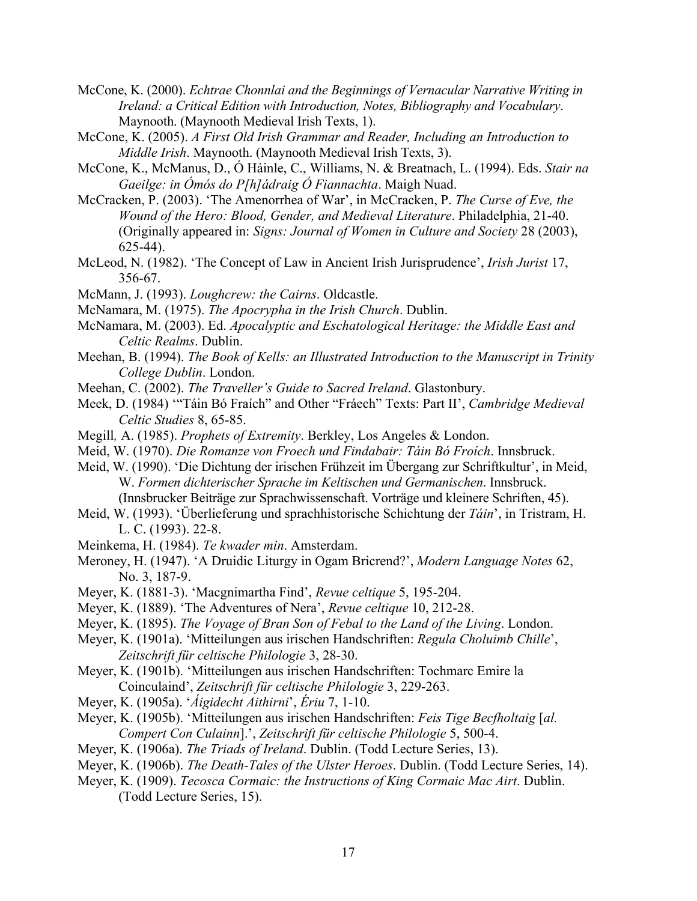McCone, K. (2000). *Echtrae Chonnlai and the Beginnings of Vernacular Narrative Writing in Ireland: a Critical Edition with Introduction, Notes, Bibliography and Vocabulary*. Maynooth. (Maynooth Medieval Irish Texts, 1).

McCone, K. (2005). *A First Old Irish Grammar and Reader, Including an Introduction to Middle Irish*. Maynooth. (Maynooth Medieval Irish Texts, 3).

McCone, K., McManus, D., Ó Háinle, C., Williams, N. & Breatnach, L. (1994). Eds. *Stair na Gaeilge: in Ómós do P[h]ádraig Ó Fiannachta*. Maigh Nuad.

McCracken, P. (2003). 'The Amenorrhea of War', in McCracken, P. *The Curse of Eve, the Wound of the Hero: Blood, Gender, and Medieval Literature*. Philadelphia, 21-40. (Originally appeared in: *Signs: Journal of Women in Culture and Society* 28 (2003), 625-44).

McLeod, N. (1982). 'The Concept of Law in Ancient Irish Jurisprudence', *Irish Jurist* 17, 356-67.

McMann, J. (1993). *Loughcrew: the Cairns*. Oldcastle.

McNamara, M. (1975). *The Apocrypha in the Irish Church*. Dublin.

McNamara, M. (2003). Ed. *Apocalyptic and Eschatological Heritage: the Middle East and Celtic Realms*. Dublin.

Meehan, B. (1994). *The Book of Kells: an Illustrated Introduction to the Manuscript in Trinity College Dublin*. London.

Meehan, C. (2002). *The Traveller's Guide to Sacred Ireland*. Glastonbury.

Meek, D. (1984) '"Táin Bó Fraích" and Other "Fráech" Texts: Part II', *Cambridge Medieval Celtic Studies* 8, 65-85.

Megill, A. (1985). *Prophets of Extremity*. Berkley, Los Angeles & London.

Meid, W. (1970). *Die Romanze von Froech und Findabair: Táin Bó Froích*. Innsbruck.

Meid, W. (1990). 'Die Dichtung der irischen Frühzeit im Übergang zur Schriftkultur', in Meid, W. *Formen dichterischer Sprache im Keltischen und Germanischen*. Innsbruck. (Innsbrucker Beiträge zur Sprachwissenschaft. Vorträge und kleinere Schriften, 45).

Meid, W. (1993). 'Überlieferung und sprachhistorische Schichtung der *Táin*', in Tristram, H. L. C. (1993). 22-8.

Meinkema, H. (1984). *Te kwader min*. Amsterdam.

Meroney, H. (1947). 'A Druidic Liturgy in Ogam Bricrend?', *Modern Language Notes* 62, No. 3, 187-9.

Meyer, K. (1881-3). 'Macgnimartha Find', *Revue celtique* 5, 195-204.

Meyer, K. (1889). 'The Adventures of Nera', *Revue celtique* 10, 212-28.

Meyer, K. (1895). *The Voyage of Bran Son of Febal to the Land of the Living*. London.

Meyer, K. (1901a). 'Mitteilungen aus irischen Handschriften: *Regula Choluimb Chille*', *Zeitschrift für celtische Philologie* 3, 28-30.

Meyer, K. (1901b). 'Mitteilungen aus irischen Handschriften: Tochmarc Emire la Coinculaind', *Zeitschrift für celtische Philologie* 3, 229-263.

Meyer, K. (1905a). '*Áigidecht Aithirni*', *Ériu* 7, 1-10.

Meyer, K. (1905b). 'Mitteilungen aus irischen Handschriften: *Feis Tige Becfholtaig* [*al. Compert Con Culainn*].', *Zeitschrift für celtische Philologie* 5, 500-4.

Meyer, K. (1906a). *The Triads of Ireland*. Dublin. (Todd Lecture Series, 13).

Meyer, K. (1906b). *The Death-Tales of the Ulster Heroes*. Dublin. (Todd Lecture Series, 14).

Meyer, K. (1909). *Tecosca Cormaic: the Instructions of King Cormaic Mac Airt*. Dublin. (Todd Lecture Series, 15).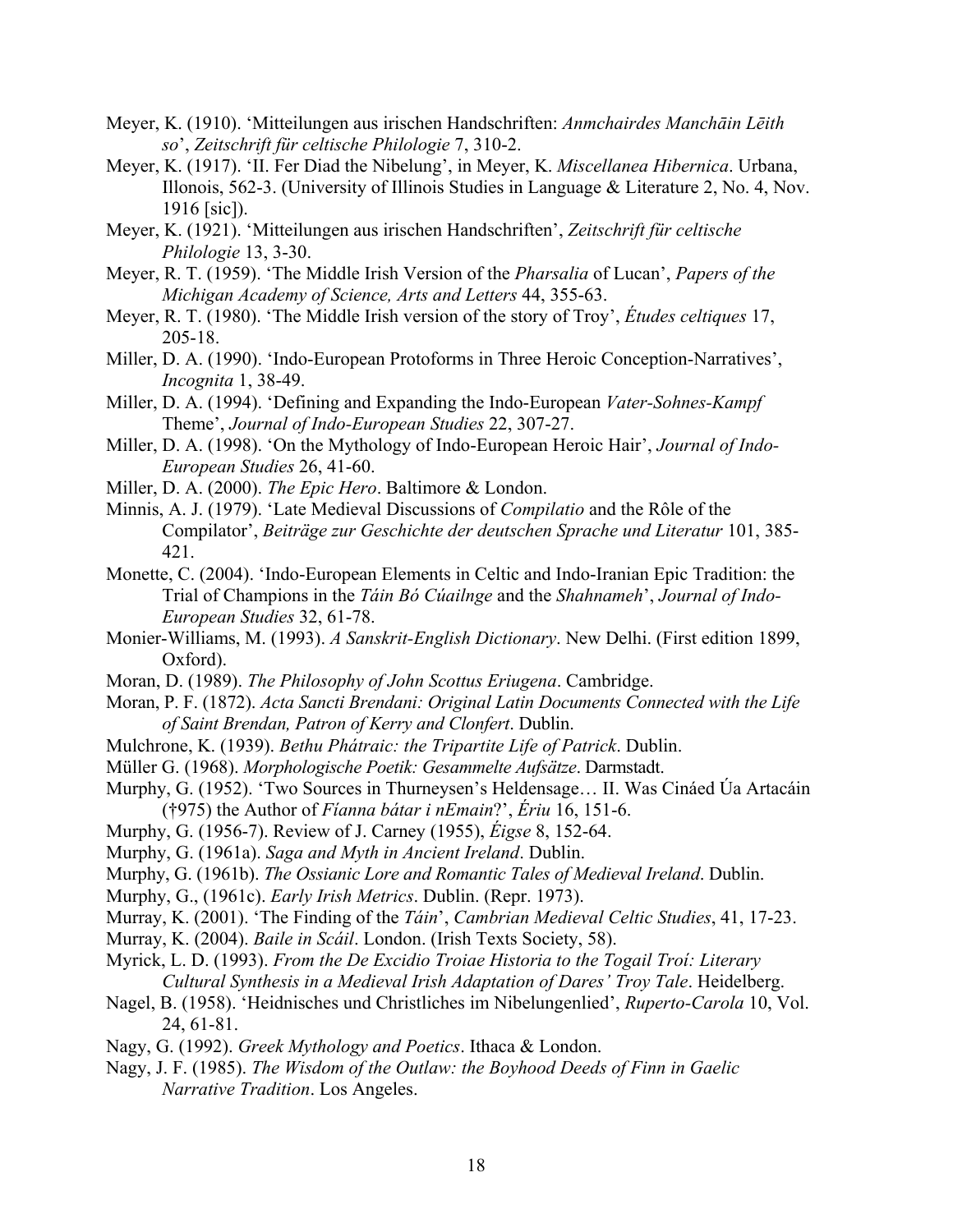Meyer, K. (1910). 'Mitteilungen aus irischen Handschriften: *Anmchairdes Manchāin Lēith so*', *Zeitschrift für celtische Philologie* 7, 310-2.

Meyer, K. (1917). 'II. Fer Diad the Nibelung', in Meyer, K. *Miscellanea Hibernica*. Urbana, Illonois, 562-3. (University of Illinois Studies in Language & Literature 2, No. 4, Nov. 1916 [sic]).

Meyer, K. (1921). 'Mitteilungen aus irischen Handschriften', *Zeitschrift für celtische Philologie* 13, 3-30.

Meyer, R. T. (1959). 'The Middle Irish Version of the *Pharsalia* of Lucan', *Papers of the Michigan Academy of Science, Arts and Letters* 44, 355-63.

Meyer, R. T. (1980). 'The Middle Irish version of the story of Troy', *Études celtiques* 17, 205-18.

Miller, D. A. (1990). 'Indo-European Protoforms in Three Heroic Conception-Narratives', *Incognita* 1, 38-49.

Miller, D. A. (1994). 'Defining and Expanding the Indo-European *Vater-Sohnes-Kampf* Theme', *Journal of Indo-European Studies* 22, 307-27.

Miller, D. A. (1998). 'On the Mythology of Indo-European Heroic Hair', *Journal of Indo-European Studies* 26, 41-60.

Miller, D. A. (2000). *The Epic Hero*. Baltimore & London.

Minnis, A. J. (1979). 'Late Medieval Discussions of *Compilatio* and the Rôle of the Compilator', *Beiträge zur Geschichte der deutschen Sprache und Literatur* 101, 385-421.

Monette, C. (2004). 'Indo-European Elements in Celtic and Indo-Iranian Epic Tradition: the Trial of Champions in the *Táin Bó Cúailnge* and the *Shahnameh*', *Journal of Indo-European Studies* 32, 61-78.

Monier-Williams, M. (1993). *A Sanskrit-English Dictionary*. New Delhi. (First edition 1899, Oxford).

Moran, D. (1989). *The Philosophy of John Scottus Eriugena*. Cambridge.

Moran, P. F. (1872). *Acta Sancti Brendani: Original Latin Documents Connected with the Life of Saint Brendan, Patron of Kerry and Clonfert*. Dublin.

Mulchrone, K. (1939). *Bethu Phátraic: the Tripartite Life of Patrick*. Dublin.

Müller G. (1968). *Morphologische Poetik: Gesammelte Aufsätze*. Darmstadt.

Murphy, G. (1952). 'Two Sources in Thurneysen's Heldensage… II. Was Cináed Úa Artacáin (†975) the Author of *Fíanna bátar i nEmain*?', *Ériu* 16, 151-6.

Murphy, G. (1956-7). Review of J. Carney (1955), *Éigse* 8, 152-64.

Murphy, G. (1961a). *Saga and Myth in Ancient Ireland*. Dublin.

Murphy, G. (1961b). *The Ossianic Lore and Romantic Tales of Medieval Ireland*. Dublin.

Murphy, G., (1961c). *Early Irish Metrics*. Dublin. (Repr. 1973).

Murray, K. (2001). 'The Finding of the *Táin*', *Cambrian Medieval Celtic Studies*, 41, 17-23.

Murray, K. (2004). *Baile in Scáil*. London. (Irish Texts Society, 58).

Myrick, L. D. (1993). *From the De Excidio Troiae Historia to the Togail Troí: Literary Cultural Synthesis in a Medieval Irish Adaptation of Dares' Troy Tale*. Heidelberg.

Nagel, B. (1958). 'Heidnisches und Christliches im Nibelungenlied', *Ruperto-Carola* 10, Vol. 24, 61-81.

Nagy, G. (1992). *Greek Mythology and Poetics*. Ithaca & London.

Nagy, J. F. (1985). *The Wisdom of the Outlaw: the Boyhood Deeds of Finn in Gaelic Narrative Tradition*. Los Angeles.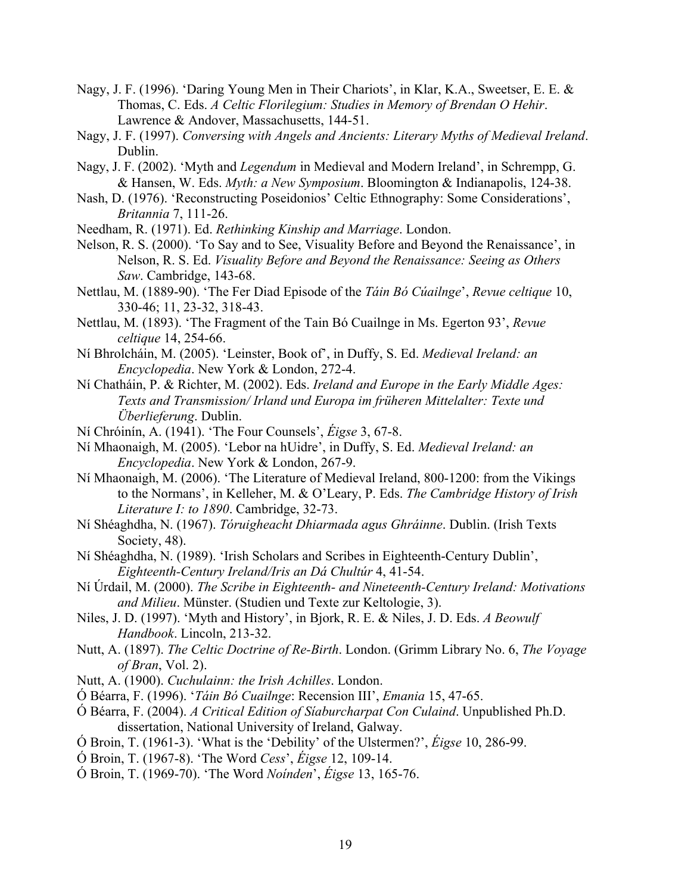Nagy, J. F. (1996). 'Daring Young Men in Their Chariots', in Klar, K.A., Sweetser, E. E. & Thomas, C. Eds. *A Celtic Florilegium: Studies in Memory of Brendan O Hehir*. Lawrence & Andover, Massachusetts, 144-51.

Nagy, J. F. (1997). *Conversing with Angels and Ancients: Literary Myths of Medieval Ireland*. Dublin.

Nagy, J. F. (2002). 'Myth and *Legendum* in Medieval and Modern Ireland', in Schrempp, G. & Hansen, W. Eds. *Myth: a New Symposium*. Bloomington & Indianapolis, 124-38.

Nash, D. (1976). 'Reconstructing Poseidonios' Celtic Ethnography: Some Considerations', *Britannia* 7, 111-26.

Needham, R. (1971). Ed. *Rethinking Kinship and Marriage*. London.

Nelson, R. S. (2000). 'To Say and to See, Visuality Before and Beyond the Renaissance', in Nelson, R. S. Ed. *Visuality Before and Beyond the Renaissance: Seeing as Others Saw*. Cambridge, 143-68.

Nettlau, M. (1889-90). 'The Fer Diad Episode of the *Táin Bó Cúailnge*', *Revue celtique* 10, 330-46; 11, 23-32, 318-43.

Nettlau, M. (1893). 'The Fragment of the Tain Bó Cuailnge in Ms. Egerton 93', *Revue celtique* 14, 254-66.

Ní Bhrolcháin, M. (2005). 'Leinster, Book of', in Duffy, S. Ed. *Medieval Ireland: an Encyclopedia*. New York & London, 272-4.

Ní Chatháin, P. & Richter, M. (2002). Eds. *Ireland and Europe in the Early Middle Ages: Texts and Transmission/ Irland und Europa im früheren Mittelalter: Texte und Überlieferung*. Dublin.

Ní Chróinín, A. (1941). 'The Four Counsels', *Éigse* 3, 67-8.

Ní Mhaonaigh, M. (2005). 'Lebor na hUidre', in Duffy, S. Ed. *Medieval Ireland: an Encyclopedia*. New York & London, 267-9.

Ní Mhaonaigh, M. (2006). 'The Literature of Medieval Ireland, 800-1200: from the Vikings to the Normans', in Kelleher, M. & O'Leary, P. Eds. *The Cambridge History of Irish Literature I: to 1890*. Cambridge, 32-73.

Ní Shéaghdha, N. (1967). *Tóruigheacht Dhiarmada agus Ghráinne*. Dublin. (Irish Texts Society, 48).

Ní Shéaghdha, N. (1989). 'Irish Scholars and Scribes in Eighteenth-Century Dublin', *Eighteenth-Century Ireland/Iris an Dá Chultúr* 4, 41-54.

Ní Úrdail, M. (2000). *The Scribe in Eighteenth- and Nineteenth-Century Ireland: Motivations and Milieu*. Münster. (Studien und Texte zur Keltologie, 3).

Niles, J. D. (1997). 'Myth and History', in Bjork, R. E. & Niles, J. D. Eds. *A Beowulf Handbook*. Lincoln, 213-32.

Nutt, A. (1897). *The Celtic Doctrine of Re-Birth*. London. (Grimm Library No. 6, *The Voyage of Bran*, Vol. 2).

Nutt, A. (1900). *Cuchulainn: the Irish Achilles*. London.

Ó Béarra, F. (1996). '*Táin Bó Cuailnge*: Recension III', *Emania* 15, 47-65.

Ó Béarra, F. (2004). *A Critical Edition of Síaburcharpat Con Culaind*. Unpublished Ph.D. dissertation, National University of Ireland, Galway.

Ó Broin, T. (1961-3). 'What is the 'Debility' of the Ulstermen?', *Éigse* 10, 286-99.

Ó Broin, T. (1967-8). 'The Word *Cess*', *Éigse* 12, 109-14.

Ó Broin, T. (1969-70). 'The Word *Noínden*', *Éigse* 13, 165-76.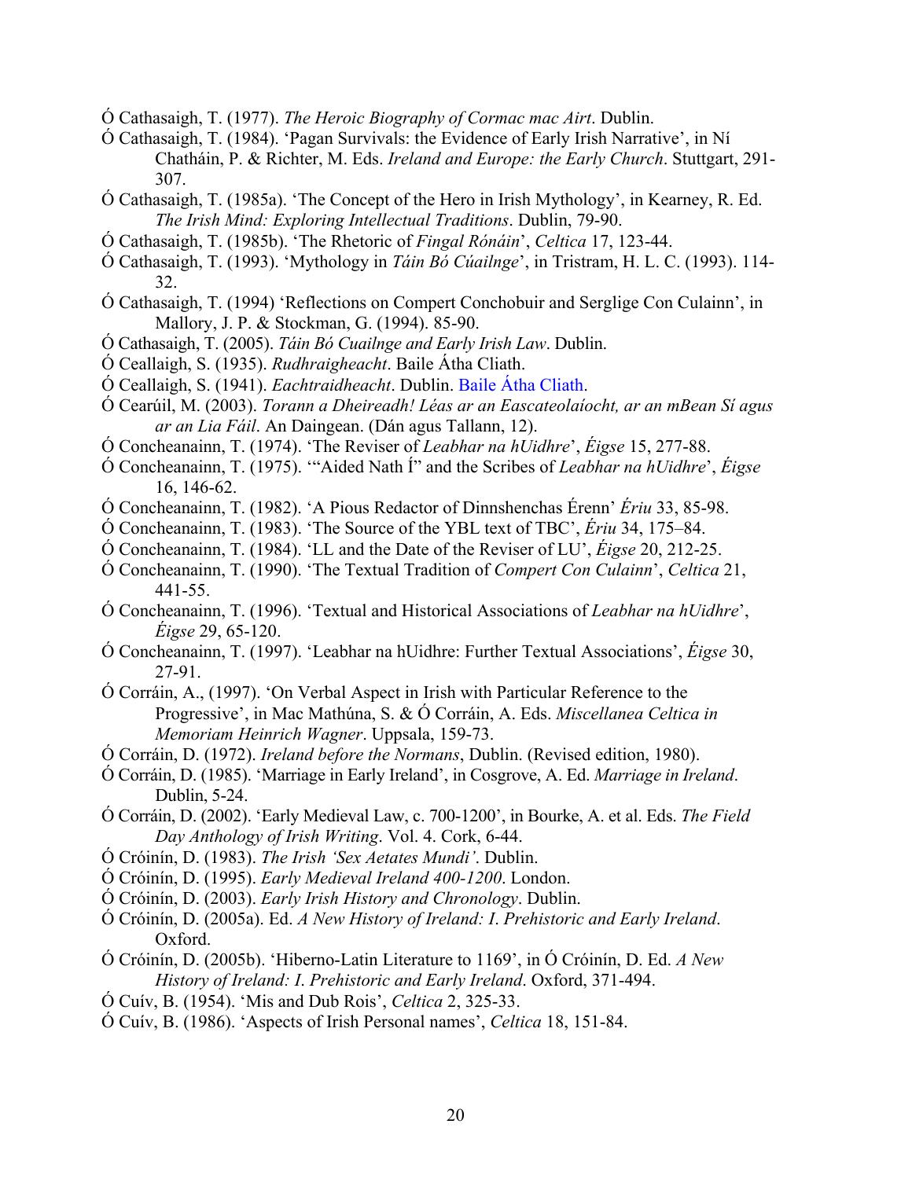Ó Cathasaigh, T. (1977). *The Heroic Biography of Cormac mac Airt*. Dublin.

Ó Cathasaigh, T. (1984). 'Pagan Survivals: the Evidence of Early Irish Narrative', in Ní Chatháin, P. & Richter, M. Eds. *Ireland and Europe: the Early Church*. Stuttgart, 291-307.

Ó Cathasaigh, T. (1985a). 'The Concept of the Hero in Irish Mythology', in Kearney, R. Ed. *The Irish Mind: Exploring Intellectual Traditions*. Dublin, 79-90.

Ó Cathasaigh, T. (1985b). 'The Rhetoric of *Fingal Rónáin*', *Celtica* 17, 123-44.

Ó Cathasaigh, T. (1993). 'Mythology in *Táin Bó Cúailnge*', in Tristram, H. L. C. (1993). 114-32.

Ó Cathasaigh, T. (1994) 'Reflections on Compert Conchobuir and Serglige Con Culainn', in Mallory, J. P. & Stockman, G. (1994). 85-90.

Ó Cathasaigh, T. (2005). *Táin Bó Cuailnge and Early Irish Law*. Dublin.

Ó Ceallaigh, S. (1935). *Rudhraigheacht*. Baile Átha Cliath.

Ó Ceallaigh, S. (1941). *Eachtraidheacht*. Dublin. Baile Átha Cliath.

Ó Cearúil, M. (2003). *Torann a Dheireadh! Léas ar an Eascateolaíocht, ar an mBean Sí agus ar an Lia Fáil*. An Daingean. (Dán agus Tallann, 12).

Ó Concheanainn, T. (1974). 'The Reviser of *Leabhar na hUidhre*', *Éigse* 15, 277-88.

Ó Concheanainn, T. (1975). '"Aided Nath Í" and the Scribes of *Leabhar na hUidhre*', *Éigse* 16, 146-62.

Ó Concheanainn, T. (1982). 'A Pious Redactor of Dinnshenchas Érenn' *Ériu* 33, 85-98.

Ó Concheanainn, T. (1983). 'The Source of the YBL text of TBC', *Ériu* 34, 175–84.

Ó Concheanainn, T. (1984). 'LL and the Date of the Reviser of LU', *Éigse* 20, 212-25.

Ó Concheanainn, T. (1990). 'The Textual Tradition of *Compert Con Culainn*', *Celtica* 21, 441-55.

Ó Concheanainn, T. (1996). 'Textual and Historical Associations of *Leabhar na hUidhre*', *Éigse* 29, 65-120.

Ó Concheanainn, T. (1997). 'Leabhar na hUidhre: Further Textual Associations', *Éigse* 30, 27-91.

Ó Corráin, A., (1997). 'On Verbal Aspect in Irish with Particular Reference to the Progressive', in Mac Mathúna, S. & Ó Corráin, A. Eds. *Miscellanea Celtica in Memoriam Heinrich Wagner*. Uppsala, 159-73.

Ó Corráin, D. (1972). *Ireland before the Normans*, Dublin. (Revised edition, 1980).

Ó Corráin, D. (1985). 'Marriage in Early Ireland', in Cosgrove, A. Ed. *Marriage in Ireland*. Dublin, 5-24.

Ó Corráin, D. (2002). 'Early Medieval Law, c. 700-1200', in Bourke, A. et al. Eds. *The Field Day Anthology of Irish Writing*. Vol. 4. Cork, 6-44.

Ó Cróinín, D. (1983). *The Irish 'Sex Aetates Mundi'*. Dublin.

Ó Cróinín, D. (1995). *Early Medieval Ireland 400-1200*. London.

Ó Cróinín, D. (2003). *Early Irish History and Chronology*. Dublin.

Ó Cróinín, D. (2005a). Ed. *A New History of Ireland: I. Prehistoric and Early Ireland*. Oxford.

Ó Cróinín, D. (2005b). 'Hiberno-Latin Literature to 1169', in Ó Cróinín, D. Ed. *A New History of Ireland: I. Prehistoric and Early Ireland*. Oxford, 371-494.

Ó Cuív, B. (1954). 'Mis and Dub Rois', *Celtica* 2, 325-33.

Ó Cuív, B. (1986). 'Aspects of Irish Personal names', *Celtica* 18, 151-84.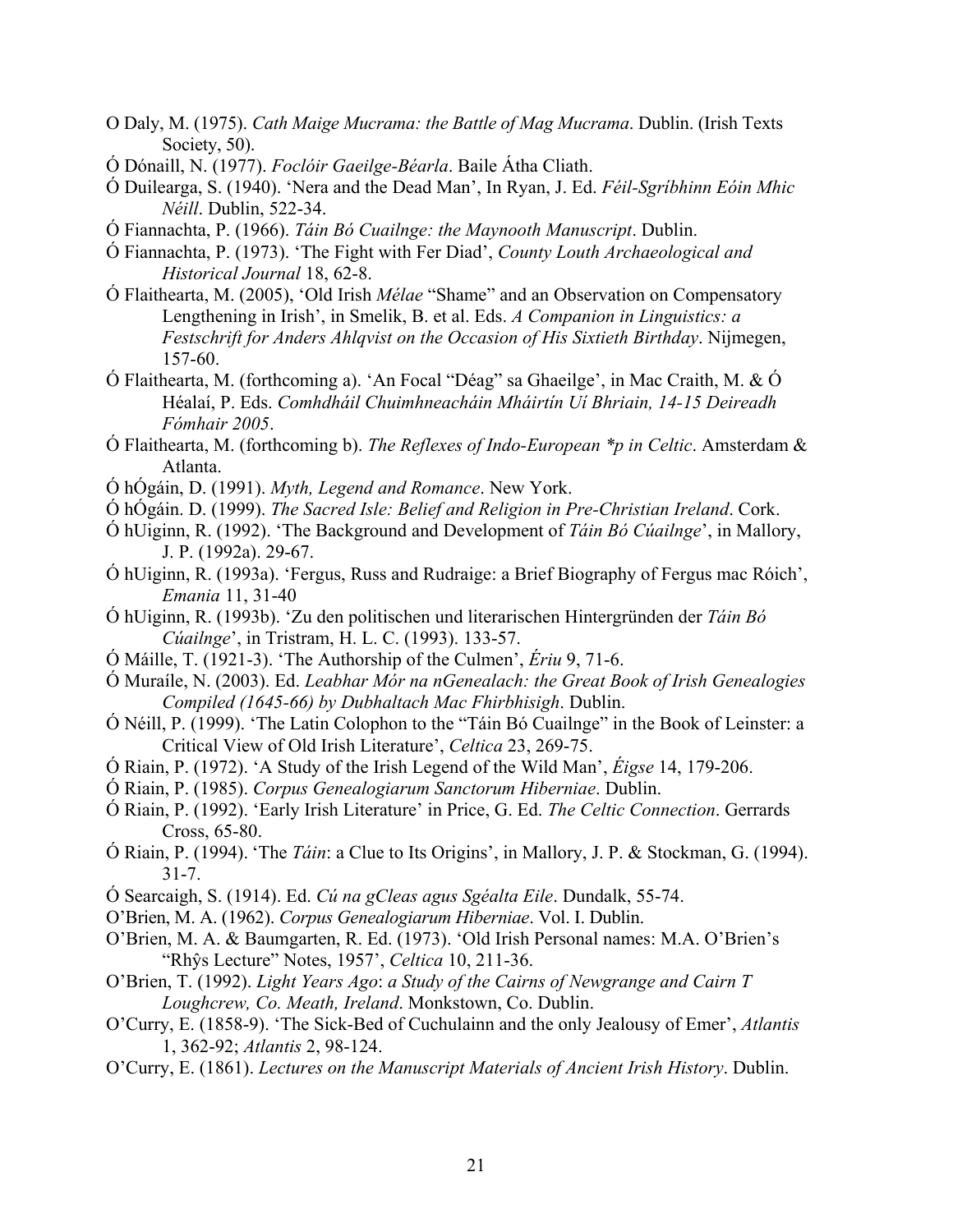O Daly, M. (1975). *Cath Maige Mucrama: the Battle of Mag Mucrama*. Dublin. (Irish Texts Society, 50).

Ó Dónaill, N. (1977). *Foclóir Gaeilge-Béarla*. Baile Átha Cliath.

Ó Duilearga, S. (1940). 'Nera and the Dead Man', In Ryan, J. Ed. *Féil-Sgríbhinn Eóin Mhic Néill*. Dublin, 522-34.

Ó Fiannachta, P. (1966). *Táin Bó Cuailnge: the Maynooth Manuscript*. Dublin.

Ó Fiannachta, P. (1973). 'The Fight with Fer Diad', *County Louth Archaeological and Historical Journal* 18, 62-8.

Ó Flaithearta, M. (2005), 'Old Irish *Mélae* "Shame" and an Observation on Compensatory Lengthening in Irish', in Smelik, B. et al. Eds. *A Companion in Linguistics: a Festschrift for Anders Ahlqvist on the Occasion of His Sixtieth Birthday*. Nijmegen, 157-60.

Ó Flaithearta, M. (forthcoming a). 'An Focal "Déag" sa Ghaeilge', in Mac Craith, M. & Ó Héalaí, P. Eds. *Comhdháil Chuimhneacháin Mháirtín Uí Bhriain, 14-15 Deireadh Fómhair 2005*.

Ó Flaithearta, M. (forthcoming b). *The Reflexes of Indo-European \*p in Celtic*. Amsterdam & Atlanta.

Ó hÓgáin, D. (1991). *Myth, Legend and Romance*. New York.

Ó hÓgáin. D. (1999). *The Sacred Isle: Belief and Religion in Pre-Christian Ireland*. Cork.

Ó hUiginn, R. (1992). 'The Background and Development of *Táin Bó Cúailnge*', in Mallory, J. P. (1992a). 29-67.

Ó hUiginn, R. (1993a). 'Fergus, Russ and Rudraige: a Brief Biography of Fergus mac Róich', *Emania* 11, 31-40

Ó hUiginn, R. (1993b). 'Zu den politischen und literarischen Hintergründen der *Táin Bó Cúailnge*', in Tristram, H. L. C. (1993). 133-57.

Ó Máille, T. (1921-3). 'The Authorship of the Culmen', *Ériu* 9, 71-6.

Ó Muraíle, N. (2003). Ed. *Leabhar Mór na nGenealach: the Great Book of Irish Genealogies Compiled (1645-66) by Dubhaltach Mac Fhirbhisigh*. Dublin.

Ó Néill, P. (1999). 'The Latin Colophon to the "Táin Bó Cuailnge" in the Book of Leinster: a Critical View of Old Irish Literature', *Celtica* 23, 269-75.

Ó Riain, P. (1972). 'A Study of the Irish Legend of the Wild Man', *Éigse* 14, 179-206.

Ó Riain, P. (1985). *Corpus Genealogiarum Sanctorum Hiberniae*. Dublin.

Ó Riain, P. (1992). 'Early Irish Literature' in Price, G. Ed. *The Celtic Connection*. Gerrards Cross, 65-80.

Ó Riain, P. (1994). 'The *Táin*: a Clue to Its Origins', in Mallory, J. P. & Stockman, G. (1994). 31-7.

Ó Searcaigh, S. (1914). Ed. *Cú na gCleas agus Sgéalta Eile*. Dundalk, 55-74.

O'Brien, M. A. (1962). *Corpus Genealogiarum Hiberniae*. Vol. I. Dublin.

O'Brien, M. A. & Baumgarten, R. Ed. (1973). 'Old Irish Personal names: M.A. O'Brien's "Rhŷs Lecture" Notes, 1957', *Celtica* 10, 211-36.

O'Brien, T. (1992). *Light Years Ago*: *a Study of the Cairns of Newgrange and Cairn T Loughcrew, Co. Meath, Ireland*. Monkstown, Co. Dublin.

O'Curry, E. (1858-9). 'The Sick-Bed of Cuchulainn and the only Jealousy of Emer', *Atlantis* 1, 362-92; *Atlantis* 2, 98-124.

O'Curry, E. (1861). *Lectures on the Manuscript Materials of Ancient Irish History*. Dublin.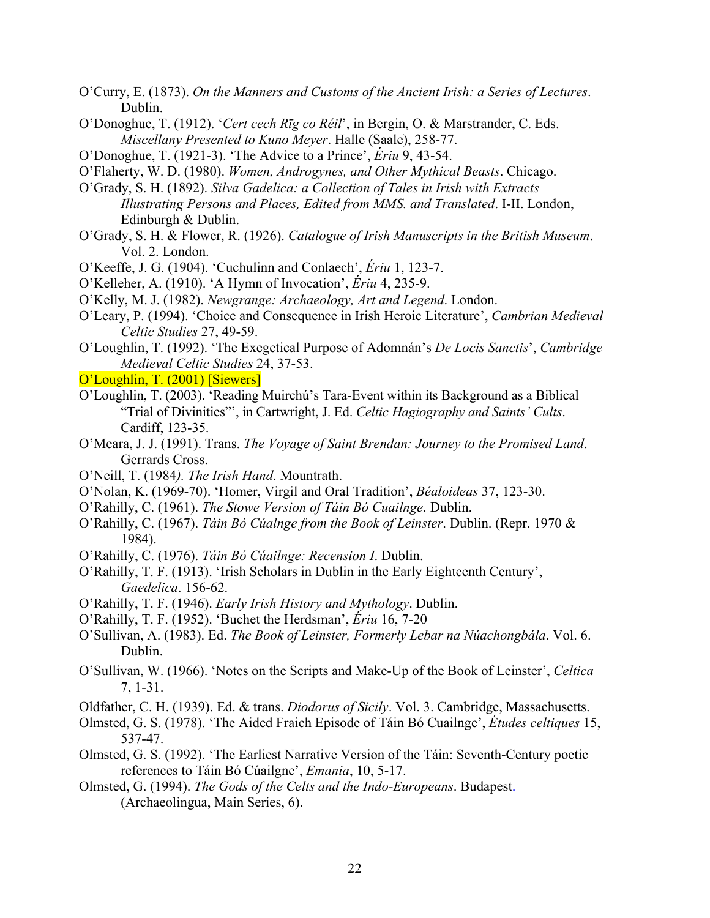O'Curry, E. (1873). *On the Manners and Customs of the Ancient Irish: a Series of Lectures*. Dublin.

O'Donoghue, T. (1912). '*Cert cech Rīg co Réil*', in Bergin, O. & Marstrander, C. Eds. *Miscellany Presented to Kuno Meyer*. Halle (Saale), 258-77.

O'Donoghue, T. (1921-3). 'The Advice to a Prince', *Ériu* 9, 43-54.

O'Flaherty, W. D. (1980). *Women, Androgynes, and Other Mythical Beasts*. Chicago.

O'Grady, S. H. (1892). *Silva Gadelica: a Collection of Tales in Irish with Extracts Illustrating Persons and Places, Edited from MMS. and Translated*. I-II. London, Edinburgh & Dublin.

O'Grady, S. H. & Flower, R. (1926). *Catalogue of Irish Manuscripts in the British Museum*. Vol. 2. London.

O'Keeffe, J. G. (1904). 'Cuchulinn and Conlaech', *Ériu* 1, 123-7.

O'Kelleher, A. (1910). 'A Hymn of Invocation', *Ériu* 4, 235-9.

O'Kelly, M. J. (1982). *Newgrange: Archaeology, Art and Legend*. London.

O'Leary, P. (1994). 'Choice and Consequence in Irish Heroic Literature', *Cambrian Medieval Celtic Studies* 27, 49-59.

O'Loughlin, T. (1992). 'The Exegetical Purpose of Adomnán's *De Locis Sanctis*', *Cambridge Medieval Celtic Studies* 24, 37-53.

O'Loughlin, T. (2001) [Siewers]

O'Loughlin, T. (2003). 'Reading Muirchú's Tara-Event within its Background as a Biblical "Trial of Divinities"', in Cartwright, J. Ed. *Celtic Hagiography and Saints' Cults*. Cardiff, 123-35.

O'Meara, J. J. (1991). Trans. *The Voyage of Saint Brendan: Journey to the Promised Land*. Gerrards Cross.

O'Neill, T. (1984*). The Irish Hand*. Mountrath.

O'Nolan, K. (1969-70). 'Homer, Virgil and Oral Tradition', *Béaloideas* 37, 123-30.

O'Rahilly, C. (1961). *The Stowe Version of Táin Bó Cuailnge*. Dublin.

O'Rahilly, C. (1967). *Táin Bó Cúalnge from the Book of Leinster*. Dublin. (Repr. 1970 & 1984).

O'Rahilly, C. (1976). *Táin Bó Cúailnge: Recension I*. Dublin.

O'Rahilly, T. F. (1913). 'Irish Scholars in Dublin in the Early Eighteenth Century', *Gaedelica*. 156-62.

O'Rahilly, T. F. (1946). *Early Irish History and Mythology*. Dublin.

O'Rahilly, T. F. (1952). 'Buchet the Herdsman', *Ériu* 16, 7-20

O'Sullivan, A. (1983). Ed. *The Book of Leinster, Formerly Lebar na Núachongbála*. Vol. 6. Dublin.

O'Sullivan, W. (1966). 'Notes on the Scripts and Make-Up of the Book of Leinster', *Celtica* 7, 1-31.

Oldfather, C. H. (1939). Ed. & trans. *Diodorus of Sicily*. Vol. 3. Cambridge, Massachusetts.

Olmsted, G. S. (1978). 'The Aided Fraich Episode of Táin Bó Cuailnge', *Études celtiques* 15, 537-47.

Olmsted, G. S. (1992). 'The Earliest Narrative Version of the Táin: Seventh-Century poetic references to Táin Bó Cúailgne', *Emania*, 10, 5-17.

Olmsted, G. (1994). *The Gods of the Celts and the Indo-Europeans*. Budapest. (Archaeolingua, Main Series, 6).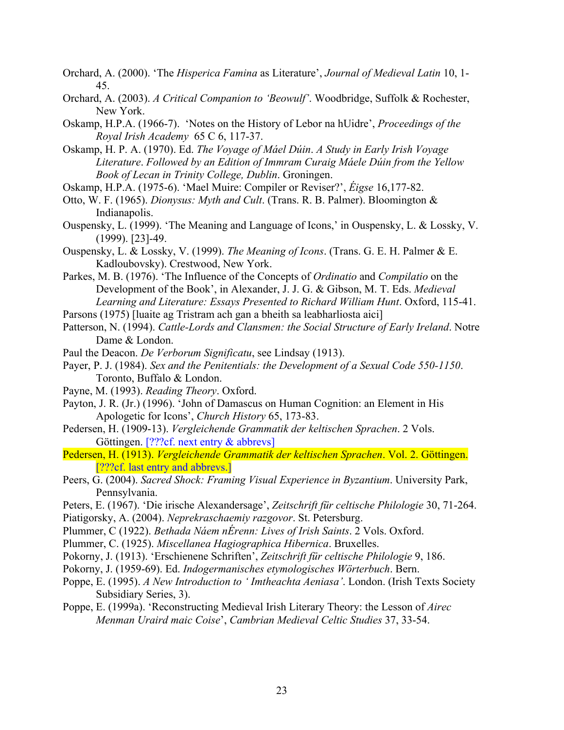Orchard, A. (2000). 'The *Hisperica Famina* as Literature', *Journal of Medieval Latin* 10, 1-45.

Orchard, A. (2003). *A Critical Companion to 'Beowulf'*. Woodbridge, Suffolk & Rochester, New York.

Oskamp, H.P.A. (1966-7). 'Notes on the History of Lebor na hUidre', *Proceedings of the Royal Irish Academy* 65 C 6, 117-37.

Oskamp, H. P. A. (1970). Ed. *The Voyage of Máel Dúin*. *A Study in Early Irish Voyage Literature*. *Followed by an Edition of Immram Curaig Máele Dúin from the Yellow Book of Lecan in Trinity College, Dublin*. Groningen.

Oskamp, H.P.A. (1975-6). 'Mael Muire: Compiler or Reviser?', *Éigse* 16,177-82.

Otto, W. F. (1965). *Dionysus: Myth and Cult*. (Trans. R. B. Palmer). Bloomington & Indianapolis.

Ouspensky, L. (1999). 'The Meaning and Language of Icons,' in Ouspensky, L. & Lossky, V. (1999). [23]-49.

Ouspensky, L. & Lossky, V. (1999). *The Meaning of Icons*. (Trans. G. E. H. Palmer & E. Kadloubovsky). Crestwood, New York.

Parkes, M. B. (1976). 'The Influence of the Concepts of *Ordinatio* and *Compilatio* on the Development of the Book', in Alexander, J. J. G. & Gibson, M. T. Eds. *Medieval Learning and Literature: Essays Presented to Richard William Hunt*. Oxford, 115-41.

Parsons (1975) [luaite ag Tristram ach gan a bheith sa leabharliosta aici]

Patterson, N. (1994). *Cattle-Lords and Clansmen: the Social Structure of Early Ireland*. Notre Dame & London.

Paul the Deacon. *De Verborum Significatu*, see Lindsay (1913).

Payer, P. J. (1984). *Sex and the Penitentials: the Development of a Sexual Code 550-1150*. Toronto, Buffalo & London.

Payne, M. (1993). *Reading Theory*. Oxford.

Payton, J. R. (Jr.) (1996). 'John of Damascus on Human Cognition: an Element in His Apologetic for Icons', *Church History* 65, 173-83.

Pedersen, H. (1909-13). *Vergleichende Grammatik der keltischen Sprachen*. 2 Vols. Göttingen. [???cf. next entry & abbrevs]

Pedersen, H. (1913). *Vergleichende Grammatik der keltischen Sprachen*. Vol. 2. Göttingen. [???cf. last entry and abbrevs.]

Peers, G. (2004). *Sacred Shock: Framing Visual Experience in Byzantium*. University Park, Pennsylvania.

Peters, E. (1967). 'Die irische Alexandersage', *Zeitschrift für celtische Philologie* 30, 71-264.

Piatigorsky, A. (2004). *Neprekraschaemiy razgovor*. St. Petersburg.

Plummer, C (1922). *Bethada Náem nÉrenn: Lives of Irish Saints*. 2 Vols. Oxford.

Plummer, C. (1925). *Miscellanea Hagiographica Hibernica*. Bruxelles.

Pokorny, J. (1913). 'Erschienene Schriften', *Zeitschrift für celtische Philologie* 9, 186.

Pokorny, J. (1959-69). Ed. *Indogermanisches etymologisches Wörterbuch*. Bern.

Poppe, E. (1995). *A New Introduction to ' Imtheachta Aeniasa'*. London. (Irish Texts Society Subsidiary Series, 3).

Poppe, E. (1999a). 'Reconstructing Medieval Irish Literary Theory: the Lesson of *Airec Menman Uraird maic Coise*', *Cambrian Medieval Celtic Studies* 37, 33-54.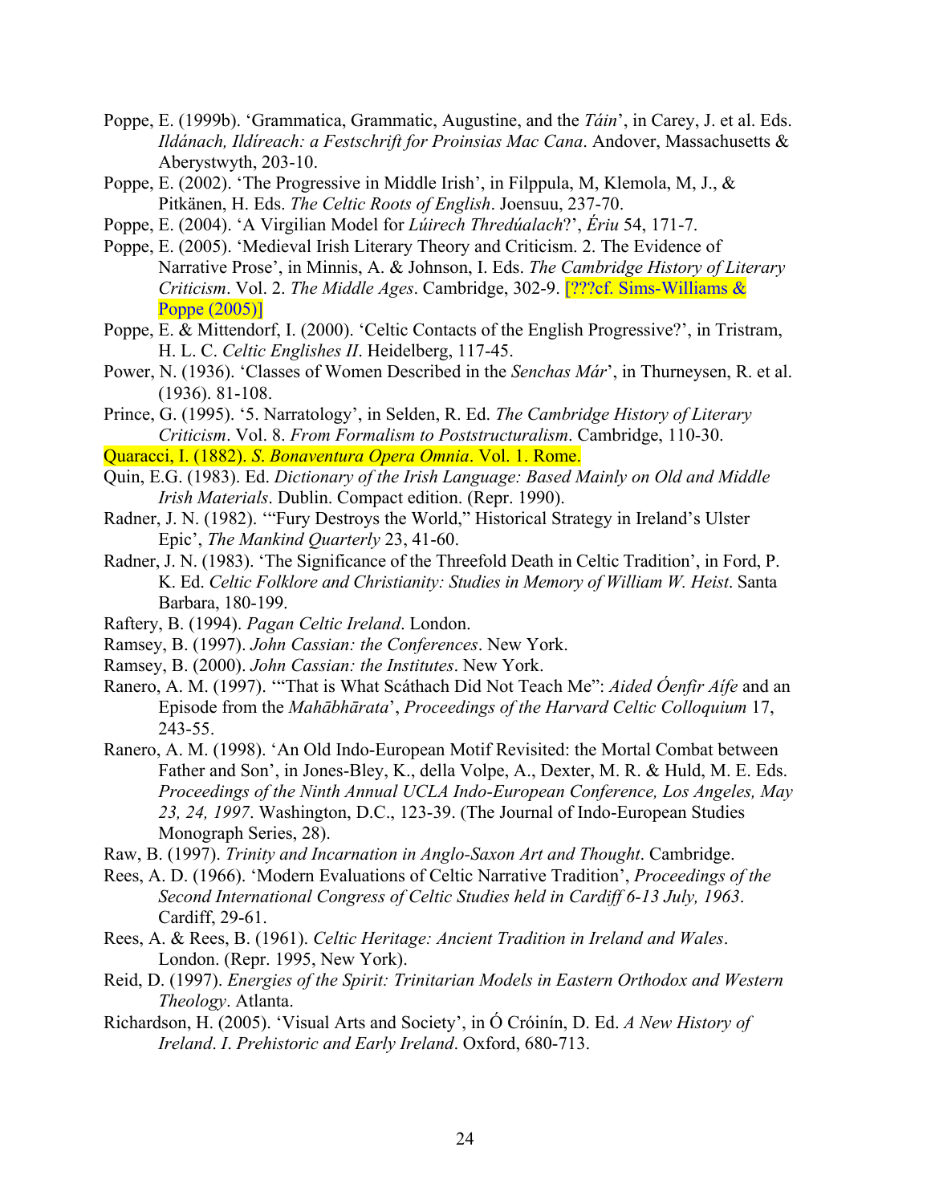Poppe, E. (1999b). 'Grammatica, Grammatic, Augustine, and the *Táin*', in Carey, J. et al. Eds. *Ildánach, Ildírech: a Festschrift for Proinsias Mac Cana*. Andover, Massachusetts & Aberystwyth, 203-10.

Poppe, E. (2002). 'The Progressive in Middle Irish', in Filppula, M, Klemola, M, J., & Pitkänen, H. Eds. *The Celtic Roots of English*. Joensuu, 237-70.

Poppe, E. (2004). 'A Virgilian Model for *Lúirech Thredúalach*?', *Ériu* 54, 171-7.

Poppe, E. (2005). 'Medieval Irish Literary Theory and Criticism. 2. The Evidence of Narrative Prose', in Minnis, A. & Johnson, I. Eds. *The Cambridge History of Literary Criticism*. Vol. 2. *The Middle Ages*. Cambridge, 302-9. [???cf. Sims-Williams & Poppe (2005)]

Poppe, E. & Mittendorf, I. (2000). 'Celtic Contacts of the English Progressive?', in Tristram, H. L. C. *Celtic Englishes II*. Heidelberg, 117-45.

Power, N. (1936). 'Classes of Women Described in the *Senchas Már*', in Thurneysen, R. et al. (1936). 81-108.

Prince, G. (1995). '5. Narratology', in Selden, R. Ed. *The Cambridge History of Literary Criticism*. Vol. 8. *From Formalism to Poststructuralism*. Cambridge, 110-30.

Quaracci, I. (1882). *S. Bonaventura Opera Omnia*. Vol. 1. Rome.

Quin, E.G. (1983). Ed. *Dictionary of the Irish Language: Based Mainly on Old and Middle Irish Materials*. Dublin. Compact edition. (Repr. 1990).

Radner, J. N. (1982). '"Fury Destroys the World," Historical Strategy in Ireland's Ulster Epic', *The Mankind Quarterly* 23, 41-60.

Radner, J. N. (1983). 'The Significance of the Threefold Death in Celtic Tradition', in Ford, P. K. Ed. *Celtic Folklore and Christianity: Studies in Memory of William W. Heist*. Santa Barbara, 180-199.

Raftery, B. (1994). *Pagan Celtic Ireland*. London.

Ramsey, B. (1997). *John Cassian: the Conferences*. New York.

Ramsey, B. (2000). *John Cassian: the Institutes*. New York.

Ranero, A. M. (1997). '"That is What Scáthach Did Not Teach Me": *Aided Óenfir Aífe* and an Episode from the *Mahābhārata*', *Proceedings of the Harvard Celtic Colloquium* 17, 243-55.

Ranero, A. M. (1998). 'An Old Indo-European Motif Revisited: the Mortal Combat between Father and Son', in Jones-Bley, K., della Volpe, A., Dexter, M. R. & Huld, M. E. Eds. *Proceedings of the Ninth Annual UCLA Indo-European Conference, Los Angeles, May 23, 24, 1997*. Washington, D.C., 123-39. (The Journal of Indo-European Studies Monograph Series, 28).

Raw, B. (1997). *Trinity and Incarnation in Anglo-Saxon Art and Thought*. Cambridge.

Rees, A. D. (1966). 'Modern Evaluations of Celtic Narrative Tradition', *Proceedings of the Second International Congress of Celtic Studies held in Cardiff 6-13 July, 1963*. Cardiff, 29-61.

Rees, A. & Rees, B. (1961). *Celtic Heritage: Ancient Tradition in Ireland and Wales*. London. (Repr. 1995, New York).

Reid, D. (1997). *Energies of the Spirit: Trinitarian Models in Eastern Orthodox and Western Theology*. Atlanta.

Richardson, H. (2005). 'Visual Arts and Society', in Ó Cróinín, D. Ed. *A New History of Ireland*. *I. Prehistoric and Early Ireland*. Oxford, 680-713.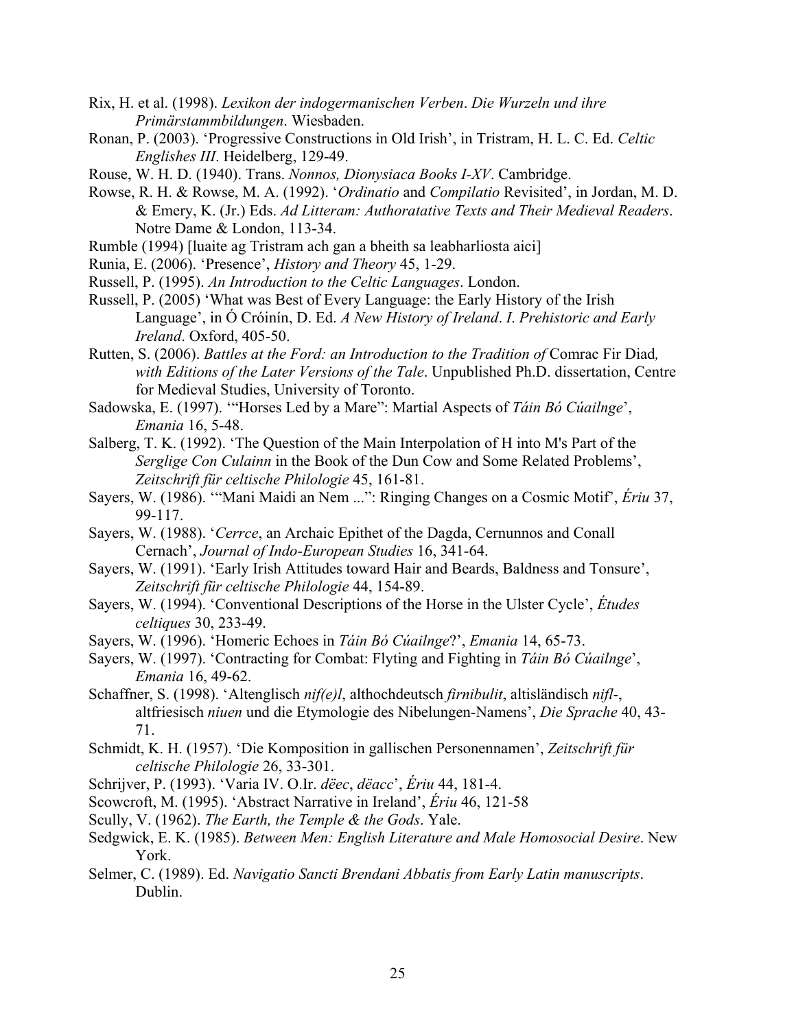Rix, H. et al. (1998). *Lexikon der indogermanischen Verben*. *Die Wurzeln und ihre Primärstammbildungen*. Wiesbaden.

Ronan, P. (2003). 'Progressive Constructions in Old Irish', in Tristram, H. L. C. Ed. *Celtic Englishes III*. Heidelberg, 129-49.

Rouse, W. H. D. (1940). Trans. *Nonnos, Dionysiaca Books I-XV*. Cambridge.

Rowse, R. H. & Rowse, M. A. (1992). '*Ordinatio* and *Compilatio* Revisited', in Jordan, M. D. & Emery, K. (Jr.) Eds. *Ad Litteram: Authoratative Texts and Their Medieval Readers*. Notre Dame & London, 113-34.

Rumble (1994) [luaite ag Tristram ach gan a bheith sa leabharliosta aici]

Runia, E. (2006). 'Presence', *History and Theory* 45, 1-29.

Russell, P. (1995). *An Introduction to the Celtic Languages*. London.

Russell, P. (2005) 'What was Best of Every Language: the Early History of the Irish Language', in Ó Cróinín, D. Ed. *A New History of Ireland*. *I*. *Prehistoric and Early Ireland*. Oxford, 405-50.

Rutten, S. (2006). *Battles at the Ford: an Introduction to the Tradition of* Comrac Fir Diad*, with Editions of the Later Versions of the Tale*. Unpublished Ph.D. dissertation, Centre for Medieval Studies, University of Toronto.

Sadowska, E. (1997). '"Horses Led by a Mare": Martial Aspects of *Táin Bó Cúailnge*', *Emania* 16, 5-48.

Salberg, T. K. (1992). 'The Question of the Main Interpolation of H into M's Part of the *Serglige Con Culainn* in the Book of the Dun Cow and Some Related Problems', *Zeitschrift für celtische Philologie* 45, 161-81.

Sayers, W. (1986). '"Mani Maidi an Nem ...": Ringing Changes on a Cosmic Motif', *Ériu* 37, 99-117.

Sayers, W. (1988). '*Cerrce*, an Archaic Epithet of the Dagda, Cernunnos and Conall Cernach', *Journal of Indo-European Studies* 16, 341-64.

Sayers, W. (1991). 'Early Irish Attitudes toward Hair and Beards, Baldness and Tonsure', *Zeitschrift für celtische Philologie* 44, 154-89.

Sayers, W. (1994). 'Conventional Descriptions of the Horse in the Ulster Cycle', *Études celtiques* 30, 233-49.

Sayers, W. (1996). 'Homeric Echoes in *Táin Bó Cúailnge*?', *Emania* 14, 65-73.

Sayers, W. (1997). 'Contracting for Combat: Flyting and Fighting in *Táin Bó Cúailnge*', *Emania* 16, 49-62.

Schaffner, S. (1998). 'Altenglisch *nif(e)l*, althochdeutsch *firnibulit*, altisländisch *nifl*-, altfriesisch *niuen* und die Etymologie des Nibelungen-Namens', *Die Sprache* 40, 43-71.

Schmidt, K. H. (1957). 'Die Komposition in gallischen Personennamen', *Zeitschrift für celtische Philologie* 26, 33-301.

Schrijver, P. (1993). 'Varia IV. O.Ir. *dëec*, *dëacc*', *Ériu* 44, 181-4.

Scowcroft, M. (1995). 'Abstract Narrative in Ireland', *Ériu* 46, 121-58

Scully, V. (1962). *The Earth, the Temple & the Gods*. Yale.

Sedgwick, E. K. (1985). *Between Men: English Literature and Male Homosocial Desire*. New York.

Selmer, C. (1989). Ed. *Navigatio Sancti Brendani Abbatis from Early Latin manuscripts*. Dublin.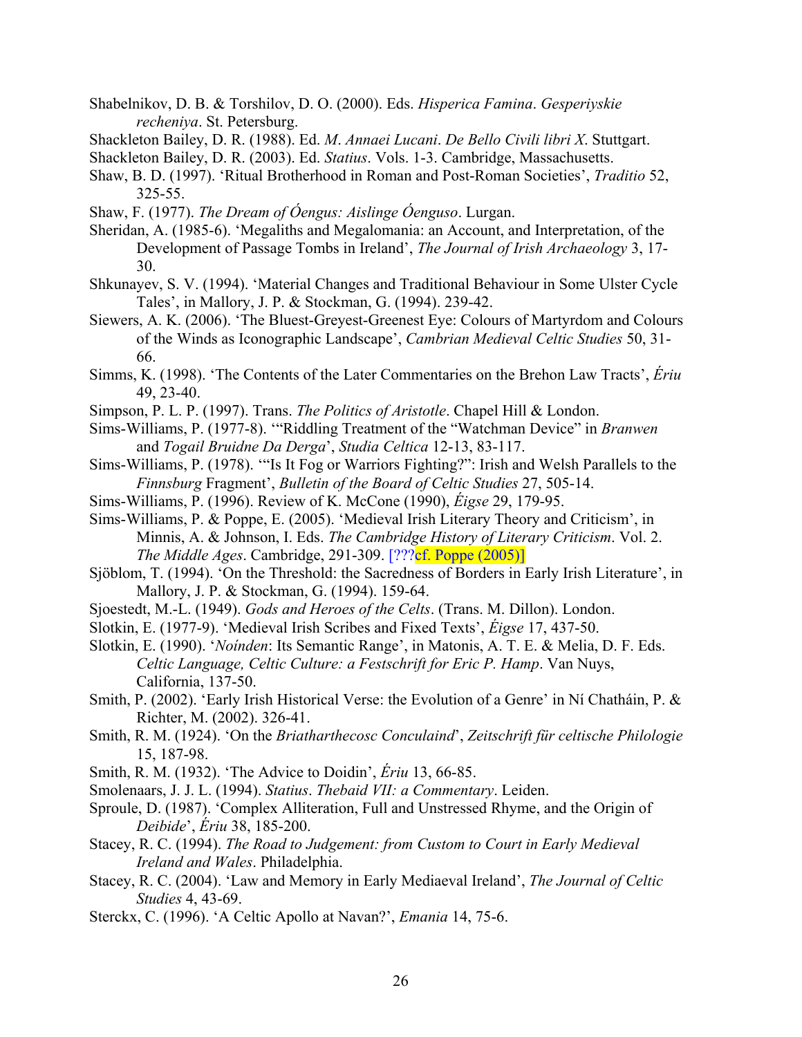Shabelnikov, D. B. & Torshilov, D. O. (2000). Eds. *Hisperica Famina*. *Gesperiyskie recheniya*. St. Petersburg.

Shackleton Bailey, D. R. (1988). Ed. *M. Annaei Lucani*. *De Bello Civili libri X*. Stuttgart.

Shackleton Bailey, D. R. (2003). Ed. *Statius*. Vols. 1-3. Cambridge, Massachusetts.

Shaw, B. D. (1997). 'Ritual Brotherhood in Roman and Post-Roman Societies', *Traditio* 52, 325-55.

Shaw, F. (1977). *The Dream of Óengus: Aislinge Óenguso*. Lurgan.

Sheridan, A. (1985-6). 'Megaliths and Megalomania: an Account, and Interpretation, of the Development of Passage Tombs in Ireland', *The Journal of Irish Archaeology* 3, 17-30.

Shkunayev, S. V. (1994). 'Material Changes and Traditional Behaviour in Some Ulster Cycle Tales', in Mallory, J. P. & Stockman, G. (1994). 239-42.

Siewers, A. K. (2006). 'The Bluest-Greyest-Greenest Eye: Colours of Martyrdom and Colours of the Winds as Iconographic Landscape', *Cambrian Medieval Celtic Studies* 50, 31-66.

Simms, K. (1998). 'The Contents of the Later Commentaries on the Brehon Law Tracts', *Ériu* 49, 23-40.

Simpson, P. L. P. (1997). Trans. *The Politics of Aristotle*. Chapel Hill & London.

Sims-Williams, P. (1977-8). '"Riddling Treatment of the "Watchman Device" in *Branwen* and *Togail Bruidne Da Derga*', *Studia Celtica* 12-13, 83-117.

Sims-Williams, P. (1978). '"Is It Fog or Warriors Fighting?": Irish and Welsh Parallels to the *Finnsburg* Fragment', *Bulletin of the Board of Celtic Studies* 27, 505-14.

Sims-Williams, P. (1996). Review of K. McCone (1990), *Éigse* 29, 179-95.

Sims-Williams, P. & Poppe, E. (2005). 'Medieval Irish Literary Theory and Criticism', in Minnis, A. & Johnson, I. Eds. *The Cambridge History of Literary Criticism*. Vol. 2. *The Middle Ages*. Cambridge, 291-309. [???cf. Poppe (2005)]

Sjöblom, T. (1994). 'On the Threshold: the Sacredness of Borders in Early Irish Literature', in Mallory, J. P. & Stockman, G. (1994). 159-64.

Sjoestedt, M.-L. (1949). *Gods and Heroes of the Celts*. (Trans. M. Dillon). London.

Slotkin, E. (1977-9). 'Medieval Irish Scribes and Fixed Texts', *Éigse* 17, 437-50.

Slotkin, E. (1990). '*Noínden*: Its Semantic Range', in Matonis, A. T. E. & Melia, D. F. Eds. *Celtic Language, Celtic Culture: a Festschrift for Eric P. Hamp*. Van Nuys, California, 137-50.

Smith, P. (2002). 'Early Irish Historical Verse: the Evolution of a Genre' in Ní Chatháin, P. & Richter, M. (2002). 326-41.

Smith, R. M. (1924). 'On the *Briatharthecosc Conculaind*', *Zeitschrift für celtische Philologie* 15, 187-98.

Smith, R. M. (1932). 'The Advice to Doidin', *Ériu* 13, 66-85.

Smolenaars, J. J. L. (1994). *Statius*. *Thebaid VII: a Commentary*. Leiden.

Sproule, D. (1987). 'Complex Alliteration, Full and Unstressed Rhyme, and the Origin of *Deibide*', *Ériu* 38, 185-200.

Stacey, R. C. (1994). *The Road to Judgement: from Custom to Court in Early Medieval Ireland and Wales*. Philadelphia.

Stacey, R. C. (2004). 'Law and Memory in Early Mediaeval Ireland', *The Journal of Celtic Studies* 4, 43-69.

Sterckx, C. (1996). 'A Celtic Apollo at Navan?', *Emania* 14, 75-6.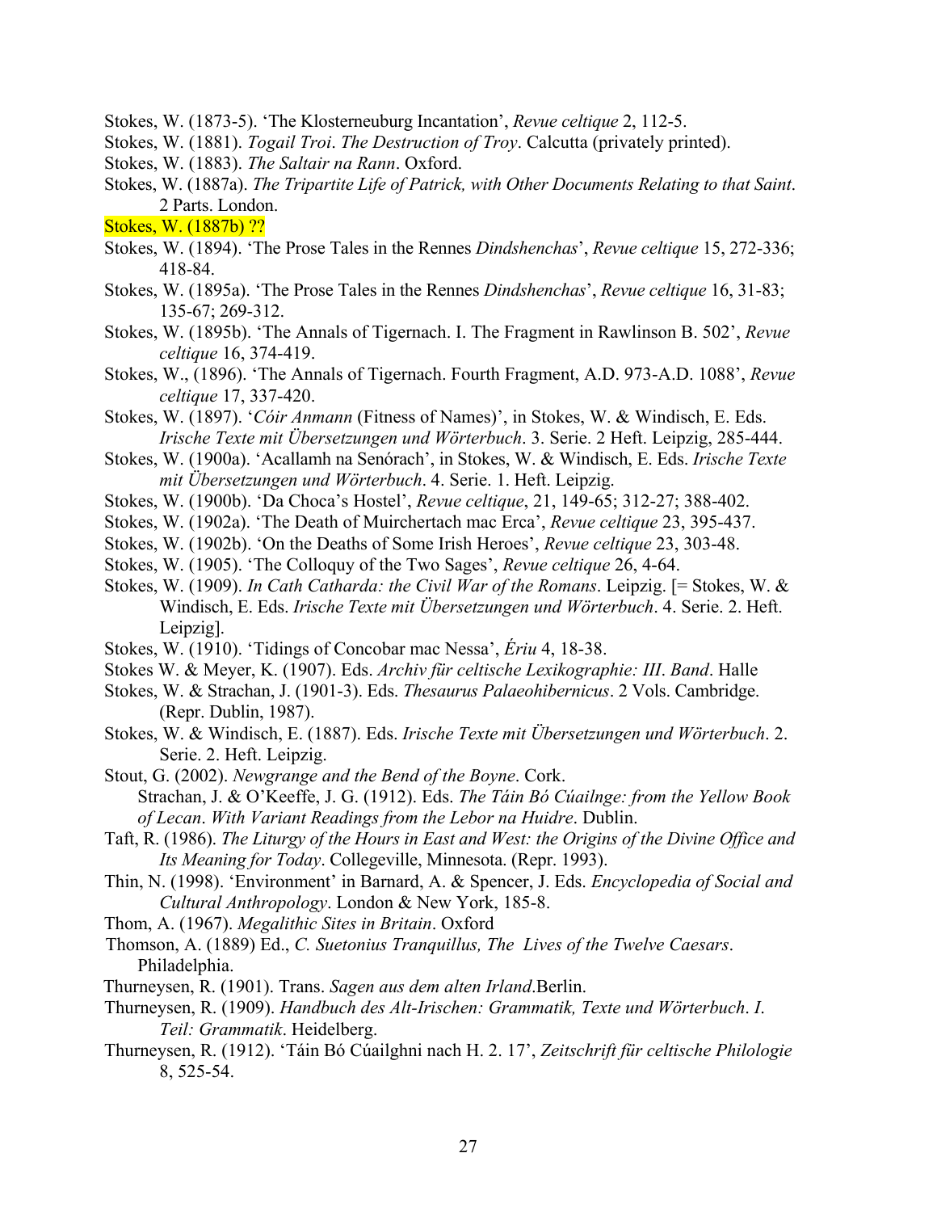Stokes, W. (1873-5). 'The Klosterneuburg Incantation', *Revue celtique* 2, 112-5.

Stokes, W. (1881). *Togail Troi*. *The Destruction of Troy*. Calcutta (privately printed).

Stokes, W. (1883). *The Saltair na Rann*. Oxford.

Stokes, W. (1887a). *The Tripartite Life of Patrick, with Other Documents Relating to that Saint*. 2 Parts. London.

Stokes, W. (1887b) ??

Stokes, W. (1894). 'The Prose Tales in the Rennes *Dindshenchas*', *Revue celtique* 15, 272-336; 418-84.

Stokes, W. (1895a). 'The Prose Tales in the Rennes *Dindshenchas*', *Revue celtique* 16, 31-83; 135-67; 269-312.

Stokes, W. (1895b). 'The Annals of Tigernach. I. The Fragment in Rawlinson B. 502', *Revue celtique* 16, 374-419.

Stokes, W., (1896). 'The Annals of Tigernach. Fourth Fragment, A.D. 973-A.D. 1088', *Revue celtique* 17, 337-420.

Stokes, W. (1897). '*Cóir Anmann* (Fitness of Names)', in Stokes, W. & Windisch, E. Eds. *Irische Texte mit Übersetzungen und Wörterbuch*. 3. Serie. 2 Heft. Leipzig, 285-444.

Stokes, W. (1900a). 'Acallamh na Senórach', in Stokes, W. & Windisch, E. Eds. *Irische Texte mit Übersetzungen und Wörterbuch*. 4. Serie. 1. Heft. Leipzig.

Stokes, W. (1900b). 'Da Choca's Hostel', *Revue celtique*, 21, 149-65; 312-27; 388-402.

Stokes, W. (1902a). 'The Death of Muirchertach mac Erca', *Revue celtique* 23, 395-437.

Stokes, W. (1902b). 'On the Deaths of Some Irish Heroes', *Revue celtique* 23, 303-48.

Stokes, W. (1905). 'The Colloquy of the Two Sages', *Revue celtique* 26, 4-64.

Stokes, W. (1909). *In Cath Catharda: the Civil War of the Romans*. Leipzig. [= Stokes, W. & Windisch, E. Eds. *Irische Texte mit Übersetzungen und Wörterbuch*. 4. Serie. 2. Heft. Leipzig].

Stokes, W. (1910). 'Tidings of Concobar mac Nessa', *Ériu* 4, 18-38.

Stokes W. & Meyer, K. (1907). Eds. *Archiv für celtische Lexikographie: III. Band*. Halle

Stokes, W. & Strachan, J. (1901-3). Eds. *Thesaurus Palaeohibernicus*. 2 Vols. Cambridge. (Repr. Dublin, 1987).

Stokes, W. & Windisch, E. (1887). Eds. *Irische Texte mit Übersetzungen und Wörterbuch*. 2. Serie. 2. Heft. Leipzig.

Stout, G. (2002). *Newgrange and the Bend of the Boyne*. Cork.

Strachan, J. & O'Keeffe, J. G. (1912). Eds. *The Táin Bó Cúailnge: from the Yellow Book of Lecan*. *With Variant Readings from the Lebor na Huidre*. Dublin.

Taft, R. (1986). *The Liturgy of the Hours in East and West: the Origins of the Divine Office and Its Meaning for Today*. Collegeville, Minnesota. (Repr. 1993).

Thin, N. (1998). 'Environment' in Barnard, A. & Spencer, J. Eds. *Encyclopedia of Social and Cultural Anthropology*. London & New York, 185-8.

Thom, A. (1967). *Megalithic Sites in Britain*. Oxford

Thomson, A. (1889) Ed., *C. Suetonius Tranquillus, The Lives of the Twelve Caesars*. Philadelphia.

Thurneysen, R. (1901). Trans. *Sagen aus dem alten Irland*.Berlin.

Thurneysen, R. (1909). *Handbuch des Alt-Irischen: Grammatik, Texte und Wörterbuch*. *I. Teil: Grammatik*. Heidelberg.

Thurneysen, R. (1912). 'Táin Bó Cúailghni nach H. 2. 17', *Zeitschrift für celtische Philologie* 8, 525-54.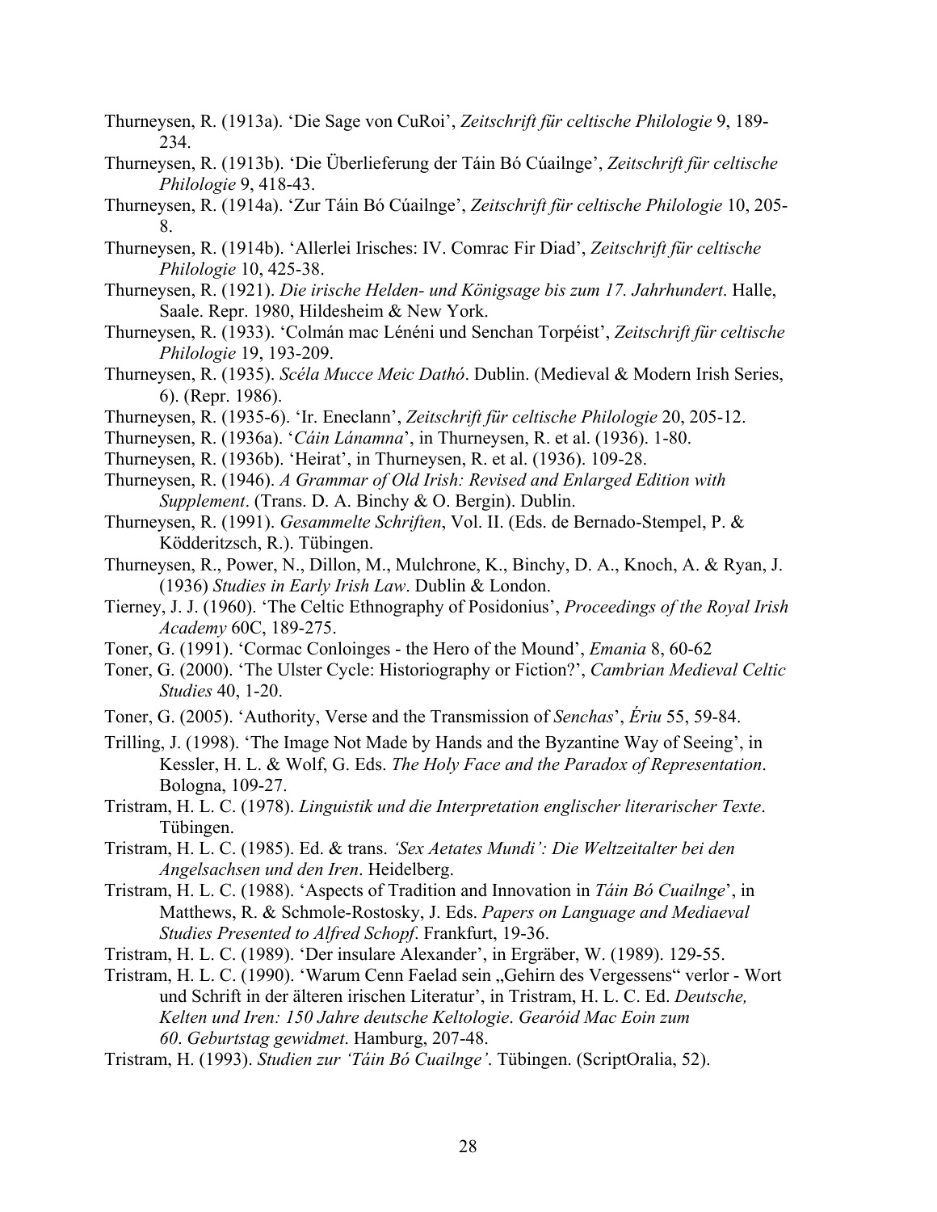Thurneysen, R. (1913a). 'Die Sage von CuRoi', *Zeitschrift für celtische Philologie* 9, 189-234.

Thurneysen, R. (1913b). 'Die Überlieferung der Táin Bó Cúailnge', *Zeitschrift für celtische Philologie* 9, 418-43.

Thurneysen, R. (1914a). 'Zur Táin Bó Cúailnge', *Zeitschrift für celtische Philologie* 10, 205-8.

Thurneysen, R. (1914b). 'Allerlei Irisches: IV. Comrac Fir Diad', *Zeitschrift für celtische Philologie* 10, 425-38.

Thurneysen, R. (1921). *Die irische Helden- und Königsage bis zum 17. Jahrhundert*. Halle, Saale. Repr. 1980, Hildesheim & New York.

Thurneysen, R. (1933). 'Colmán mac Lénéni und Senchan Torpéist', *Zeitschrift für celtische Philologie* 19, 193-209.

Thurneysen, R. (1935). *Scéla Mucce Meic Dathó*. Dublin. (Medieval & Modern Irish Series, 6). (Repr. 1986).

Thurneysen, R. (1935-6). 'Ir. Eneclann', *Zeitschrift für celtische Philologie* 20, 205-12.

Thurneysen, R. (1936a). '*Cáin Lánamna*', in Thurneysen, R. et al. (1936). 1-80.

Thurneysen, R. (1936b). 'Heirat', in Thurneysen, R. et al. (1936). 109-28.

Thurneysen, R. (1946). *A Grammar of Old Irish: Revised and Enlarged Edition with Supplement*. (Trans. D. A. Binchy & O. Bergin). Dublin.

Thurneysen, R. (1991). *Gesammelte Schriften*, Vol. II. (Eds. de Bernado-Stempel, P. & Ködderitzsch, R.). Tübingen.

Thurneysen, R., Power, N., Dillon, M., Mulchrone, K., Binchy, D. A., Knoch, A. & Ryan, J. (1936) *Studies in Early Irish Law*. Dublin & London.

Tierney, J. J. (1960). 'The Celtic Ethnography of Posidonius', *Proceedings of the Royal Irish Academy* 60C, 189-275.

Toner, G. (1991). 'Cormac Conloinges - the Hero of the Mound', *Emania* 8, 60-62

Toner, G. (2000). 'The Ulster Cycle: Historiography or Fiction?', *Cambrian Medieval Celtic Studies* 40, 1-20.

Toner, G. (2005). 'Authority, Verse and the Transmission of *Senchas*', *Ériu* 55, 59-84.

Trilling, J. (1998). 'The Image Not Made by Hands and the Byzantine Way of Seeing', in Kessler, H. L. & Wolf, G. Eds. *The Holy Face and the Paradox of Representation*. Bologna, 109-27.

Tristram, H. L. C. (1978). *Linguistik und die Interpretation englischer literarischer Texte*. Tübingen.

Tristram, H. L. C. (1985). Ed. & trans. *'Sex Aetates Mundi': Die Weltzeitalter bei den Angelsachsen und den Iren*. Heidelberg.

Tristram, H. L. C. (1988). 'Aspects of Tradition and Innovation in *Táin Bó Cuailnge*', in Matthews, R. & Schmole-Rostosky, J. Eds. *Papers on Language and Mediaeval Studies Presented to Alfred Schopf*. Frankfurt, 19-36.

Tristram, H. L. C. (1989). 'Der insulare Alexander', in Ergräber, W. (1989). 129-55.

Tristram, H. L. C. (1990). 'Warum Cenn Faelad sein „Gehirn des Vergessens" verlor - Wort und Schrift in der älteren irischen Literatur', in Tristram, H. L. C. Ed. *Deutsche, Kelten und Iren: 150 Jahre deutsche Keltologie. Gearóid Mac Eoin zum 60. Geburtstag gewidmet*. Hamburg, 207-48.

Tristram, H. (1993). *Studien zur 'Táin Bó Cuailnge'*. Tübingen. (ScriptOralia, 52).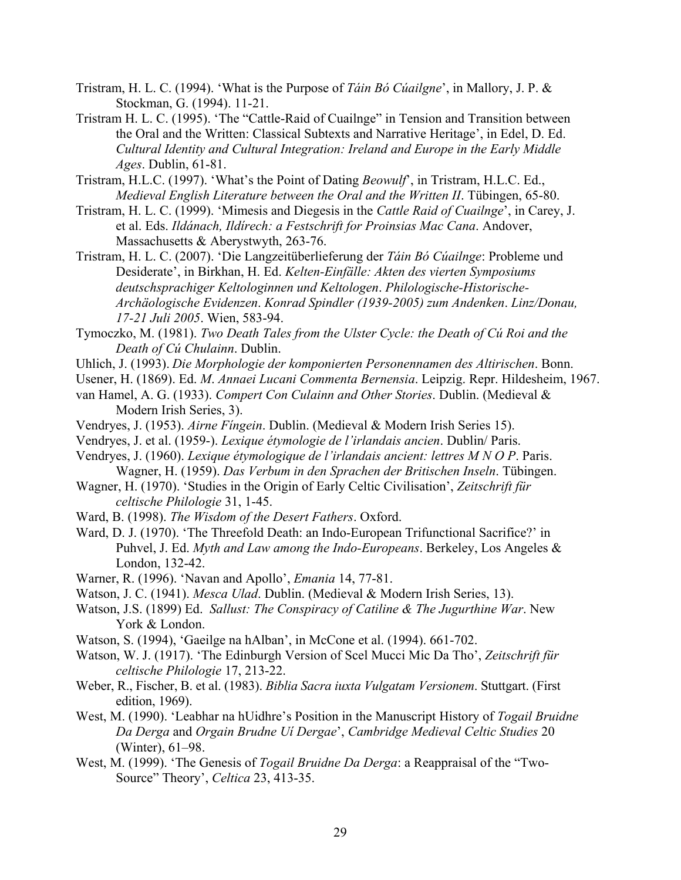Tristram, H. L. C. (1994). 'What is the Purpose of *Táin Bó Cúailgne*', in Mallory, J. P. & Stockman, G. (1994). 11-21.

Tristram H. L. C. (1995). 'The "Cattle-Raid of Cuailnge" in Tension and Transition between the Oral and the Written: Classical Subtexts and Narrative Heritage', in Edel, D. Ed. *Cultural Identity and Cultural Integration: Ireland and Europe in the Early Middle Ages*. Dublin, 61-81.

Tristram, H.L.C. (1997). 'What's the Point of Dating *Beowulf*', in Tristram, H.L.C. Ed., *Medieval English Literature between the Oral and the Written II*. Tübingen, 65-80.

Tristram, H. L. C. (1999). 'Mimesis and Diegesis in the *Cattle Raid of Cuailnge*', in Carey, J. et al. Eds. *Ildánach, Ildírech: a Festschrift for Proinsias Mac Cana*. Andover, Massachusetts & Aberystwyth, 263-76.

Tristram, H. L. C. (2007). 'Die Langzeitüberlieferung der *Táin Bó Cúailnge*: Probleme und Desiderate', in Birkhan, H. Ed. *Kelten-Einfälle: Akten des vierten Symposiums deutschsprachiger Keltologinnen und Keltologen. Philologische-Historische-Archäologische Evidenzen. Konrad Spindler (1939-2005) zum Andenken. Linz/Donau, 17-21 Juli 2005*. Wien, 583-94.

Tymoczko, M. (1981). *Two Death Tales from the Ulster Cycle: the Death of Cú Roi and the Death of Cú Chulainn*. Dublin.

Uhlich, J. (1993). *Die Morphologie der komponierten Personennamen des Altirischen*. Bonn.

Usener, H. (1869). Ed. *M. Annaei Lucani Commenta Bernensia*. Leipzig. Repr. Hildesheim, 1967.

van Hamel, A. G. (1933). *Compert Con Culainn and Other Stories*. Dublin. (Medieval & Modern Irish Series, 3).

Vendryes, J. (1953). *Airne Fíngein*. Dublin. (Medieval & Modern Irish Series 15).

Vendryes, J. et al. (1959-). *Lexique étymologie de l'irlandais ancien*. Dublin/ Paris.

Vendryes, J. (1960). *Lexique étymologique de l'irlandais ancient: lettres M N O P*. Paris. Wagner, H. (1959). *Das Verbum in den Sprachen der Britischen Inseln*. Tübingen.

Wagner, H. (1970). 'Studies in the Origin of Early Celtic Civilisation', *Zeitschrift für celtische Philologie* 31, 1-45.

Ward, B. (1998). *The Wisdom of the Desert Fathers*. Oxford.

Ward, D. J. (1970). 'The Threefold Death: an Indo-European Trifunctional Sacrifice?' in Puhvel, J. Ed. *Myth and Law among the Indo-Europeans*. Berkeley, Los Angeles & London, 132-42.

Warner, R. (1996). 'Navan and Apollo', *Emania* 14, 77-81.

Watson, J. C. (1941). *Mesca Ulad*. Dublin. (Medieval & Modern Irish Series, 13).

Watson, J.S. (1899) Ed. *Sallust: The Conspiracy of Catiline & The Jugurthine War*. New York & London.

Watson, S. (1994), 'Gaeilge na hAlban', in McCone et al. (1994). 661-702.

Watson, W. J. (1917). 'The Edinburgh Version of Scel Mucci Mic Da Tho', *Zeitschrift für celtische Philologie* 17, 213-22.

Weber, R., Fischer, B. et al. (1983). *Biblia Sacra iuxta Vulgatam Versionem*. Stuttgart. (First edition, 1969).

West, M. (1990). 'Leabhar na hUidhre's Position in the Manuscript History of *Togail Bruidne Da Derga* and *Orgain Brudne Uí Dergae*', *Cambridge Medieval Celtic Studies* 20 (Winter), 61–98.

West, M. (1999). 'The Genesis of *Togail Bruidne Da Derga*: a Reappraisal of the "Two-Source" Theory', *Celtica* 23, 413-35.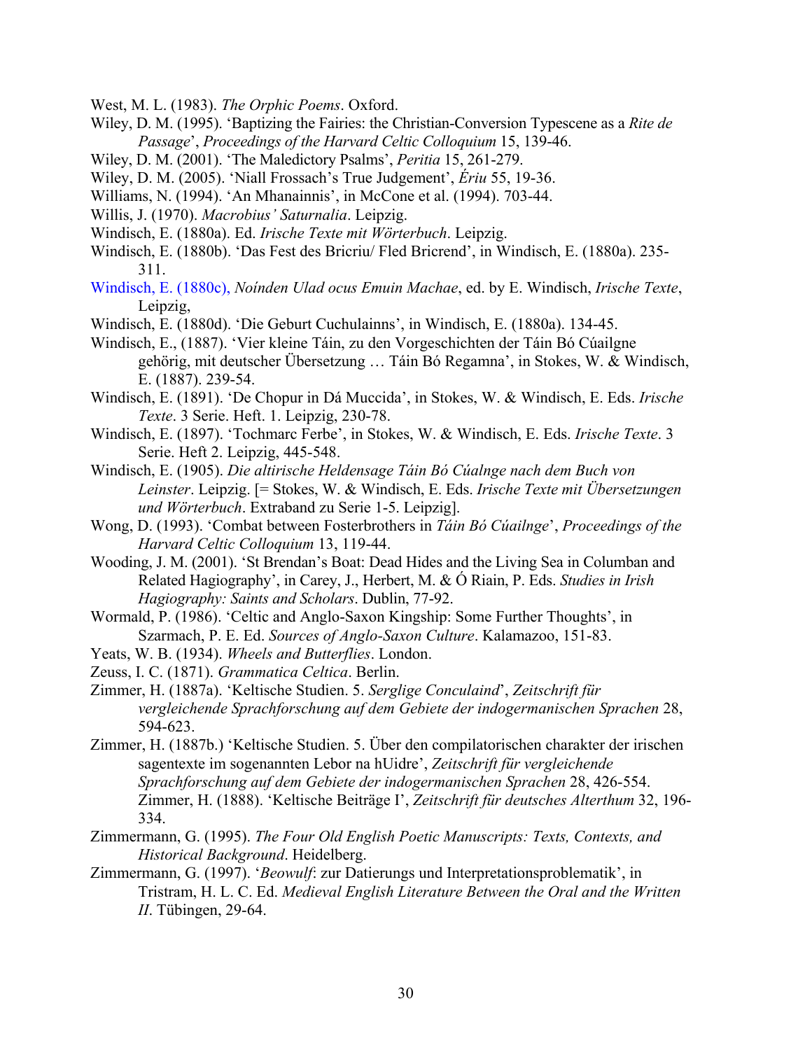West, M. L. (1983). *The Orphic Poems*. Oxford.

Wiley, D. M. (1995). 'Baptizing the Fairies: the Christian-Conversion Typescene as a *Rite de Passage*', *Proceedings of the Harvard Celtic Colloquium* 15, 139-46.

Wiley, D. M. (2001). 'The Maledictory Psalms', *Peritia* 15, 261-279.

Wiley, D. M. (2005). 'Niall Frossach's True Judgement', *Ériu* 55, 19-36.

Williams, N. (1994). 'An Mhanainnis', in McCone et al. (1994). 703-44.

Willis, J. (1970). *Macrobius' Saturnalia*. Leipzig.

Windisch, E. (1880a). Ed. *Irische Texte mit Wörterbuch*. Leipzig.

Windisch, E. (1880b). 'Das Fest des Bricriu/ Fled Bricrend', in Windisch, E. (1880a). 235-311.

Windisch, E. (1880c), *Noínden Ulad ocus Emuin Machae*, ed. by E. Windisch, *Irische Texte*, Leipzig,

Windisch, E. (1880d). 'Die Geburt Cuchulainns', in Windisch, E. (1880a). 134-45.

Windisch, E., (1887). 'Vier kleine Táin, zu den Vorgeschichten der Táin Bó Cúailgne gehörig, mit deutscher Übersetzung … Táin Bó Regamna', in Stokes, W. & Windisch, E. (1887). 239-54.

Windisch, E. (1891). 'De Chopur in Dá Muccida', in Stokes, W. & Windisch, E. Eds. *Irische Texte*. 3 Serie. Heft. 1. Leipzig, 230-78.

Windisch, E. (1897). 'Tochmarc Ferbe', in Stokes, W. & Windisch, E. Eds. *Irische Texte*. 3 Serie. Heft 2. Leipzig, 445-548.

Windisch, E. (1905). *Die altirische Heldensage Táin Bó Cúalnge nach dem Buch von Leinster*. Leipzig. [= Stokes, W. & Windisch, E. Eds. *Irische Texte mit Übersetzungen und Wörterbuch*. Extraband zu Serie 1-5. Leipzig].

Wong, D. (1993). 'Combat between Fosterbrothers in *Táin Bó Cúailnge*', *Proceedings of the Harvard Celtic Colloquium* 13, 119-44.

Wooding, J. M. (2001). 'St Brendan's Boat: Dead Hides and the Living Sea in Columban and Related Hagiography', in Carey, J., Herbert, M. & Ó Riain, P. Eds. *Studies in Irish Hagiography: Saints and Scholars*. Dublin, 77-92.

Wormald, P. (1986). 'Celtic and Anglo-Saxon Kingship: Some Further Thoughts', in Szarmach, P. E. Ed. *Sources of Anglo-Saxon Culture*. Kalamazoo, 151-83.

Yeats, W. B. (1934). *Wheels and Butterflies*. London.

Zeuss, I. C. (1871). *Grammatica Celtica*. Berlin.

Zimmer, H. (1887a). 'Keltische Studien. 5. *Serglige Conculaind*', *Zeitschrift für vergleichende Sprachforschung auf dem Gebiete der indogermanischen Sprachen* 28, 594-623.

Zimmer, H. (1887b.) 'Keltische Studien. 5. Über den compilatorischen charakter der irischen sagentexte im sogenannten Lebor na hUidre', *Zeitschrift für vergleichende Sprachforschung auf dem Gebiete der indogermanischen Sprachen* 28, 426-554.

Zimmer, H. (1888). 'Keltische Beiträge I', *Zeitschrift für deutsches Alterthum* 32, 196-334.

Zimmermann, G. (1995). *The Four Old English Poetic Manuscripts: Texts, Contexts, and Historical Background*. Heidelberg.

Zimmermann, G. (1997). '*Beowulf*: zur Datierungs und Interpretationsproblematik', in Tristram, H. L. C. Ed. *Medieval English Literature Between the Oral and the Written II*. Tübingen, 29-64.